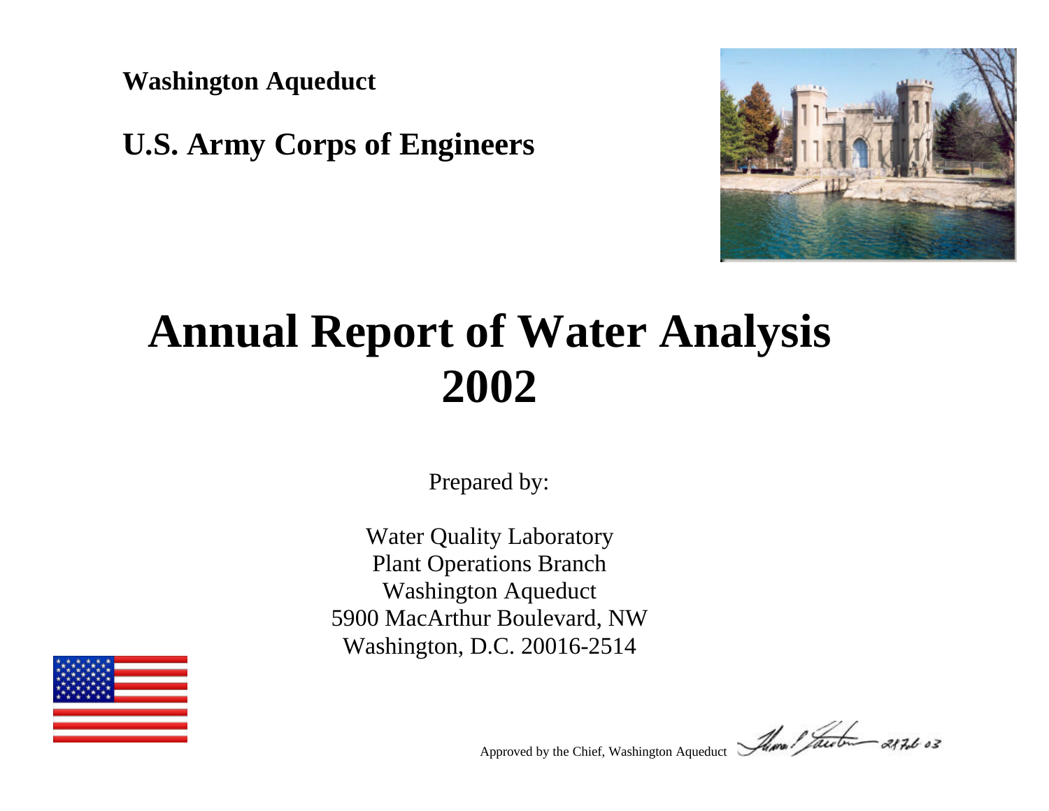**Washington Aqueduct**

**U.S. Army Corps of Engineers**

# Annual Report of Water Analysis 2002

Prepared by:

Water Quality Laboratory
Plant Operations Branch
Washington Aqueduct
5900 MacArthur Boulevard, NW
Washington, D.C. 20016-2514

Approved by the Chief, Washington Aqueduct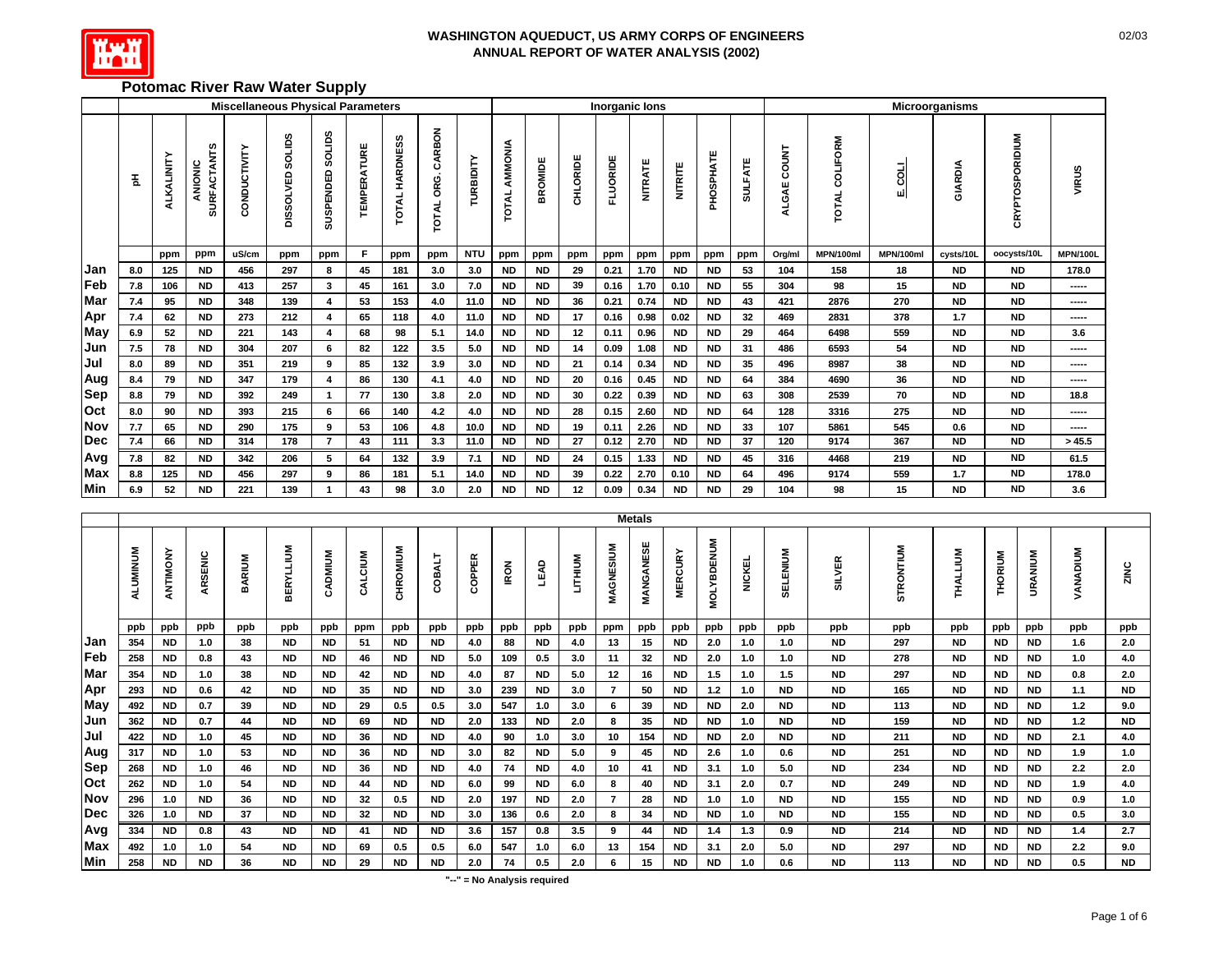# WASHINGTON AQUEDUCT, US ARMY CORPS OF ENGINEERS
## ANNUAL REPORT OF WATER ANALYSIS (2002)

### Potomac River Raw Water Supply

| | Miscellaneous Physical Parameters | | | | | | | | | | Inorganic Ions | | | | | | | | Microorganisms | | | | | |
|---|---|---|---|---|---|---|---|---|---|---|---|---|---|---|---|---|---|---|---|---|---|---|---|---|
| | pH | ALKALINITY | ANIONIC SURFACTANTS | CONDUCTIVITY | DISSOLVED SOLIDS | SUSPENDED SOLIDS | TEMPERATURE | TOTAL HARDNESS | TOTAL ORG. CARBON | TURBIDITY | TOTAL AMMONIA | BROMIDE | CHLORIDE | FLUORIDE | NITRATE | NITRITE | PHOSPHATE | SULFATE | ALGAE COUNT | TOTAL COLIFORM | E. COLI | GIARDIA | CRYPTOSPORIDIUM | VIRUS |
| | | ppm | ppm | uS/cm | ppm | ppm | F | ppm | ppm | NTU | ppm | ppm | ppm | ppm | ppm | ppm | ppm | ppm | Org/ml | MPN/100ml | MPN/100ml | cysts/10L | oocysts/10L | MPN/100L |
| Jan | 8.0 | 125 | ND | 456 | 297 | 8 | 45 | 181 | 3.0 | 3.0 | ND | ND | 29 | 0.21 | 1.70 | ND | ND | 53 | 104 | 158 | 18 | ND | ND | 178.0 |
| Feb | 7.8 | 106 | ND | 413 | 257 | 3 | 45 | 161 | 3.0 | 7.0 | ND | ND | 39 | 0.16 | 1.70 | 0.10 | ND | 55 | 304 | 98 | 15 | ND | ND | ----- |
| Mar | 7.4 | 95 | ND | 348 | 139 | 4 | 53 | 153 | 4.0 | 11.0 | ND | ND | 36 | 0.21 | 0.74 | ND | ND | 43 | 421 | 2876 | 270 | ND | ND | ----- |
| Apr | 7.4 | 62 | ND | 273 | 212 | 4 | 65 | 118 | 4.0 | 11.0 | ND | ND | 17 | 0.16 | 0.98 | 0.02 | ND | 32 | 469 | 2831 | 378 | 1.7 | ND | ----- |
| May | 6.9 | 52 | ND | 221 | 143 | 4 | 68 | 98 | 5.1 | 14.0 | ND | ND | 12 | 0.11 | 0.96 | ND | ND | 29 | 464 | 6498 | 559 | ND | ND | 3.6 |
| Jun | 7.5 | 78 | ND | 304 | 207 | 6 | 82 | 122 | 3.5 | 5.0 | ND | ND | 14 | 0.09 | 1.08 | ND | ND | 31 | 486 | 6593 | 54 | ND | ND | ----- |
| Jul | 8.0 | 89 | ND | 351 | 219 | 9 | 85 | 132 | 3.9 | 3.0 | ND | ND | 21 | 0.14 | 0.34 | ND | ND | 35 | 496 | 8987 | 38 | ND | ND | ----- |
| Aug | 8.4 | 79 | ND | 347 | 179 | 4 | 86 | 130 | 4.1 | 4.0 | ND | ND | 20 | 0.16 | 0.45 | ND | ND | 64 | 384 | 4690 | 36 | ND | ND | ----- |
| Sep | 8.8 | 79 | ND | 392 | 249 | 1 | 77 | 130 | 3.8 | 2.0 | ND | ND | 30 | 0.22 | 0.39 | ND | ND | 63 | 308 | 2539 | 70 | ND | ND | 18.8 |
| Oct | 8.0 | 90 | ND | 393 | 215 | 6 | 66 | 140 | 4.2 | 4.0 | ND | ND | 28 | 0.15 | 2.60 | ND | ND | 64 | 128 | 3316 | 275 | ND | ND | ----- |
| Nov | 7.7 | 65 | ND | 290 | 175 | 9 | 53 | 106 | 4.8 | 10.0 | ND | ND | 19 | 0.11 | 2.26 | ND | ND | 33 | 107 | 5861 | 545 | 0.6 | ND | ----- |
| Dec | 7.4 | 66 | ND | 314 | 178 | 7 | 43 | 111 | 3.3 | 11.0 | ND | ND | 27 | 0.12 | 2.70 | ND | ND | 37 | 120 | 9174 | 367 | ND | ND | > 45.5 |
| Avg | 7.8 | 82 | ND | 342 | 206 | 5 | 64 | 132 | 3.9 | 7.1 | ND | ND | 24 | 0.15 | 1.33 | ND | ND | 45 | 316 | 4468 | 219 | ND | ND | 61.5 |
| Max | 8.8 | 125 | ND | 456 | 297 | 9 | 86 | 181 | 5.1 | 14.0 | ND | ND | 39 | 0.22 | 2.70 | 0.10 | ND | 64 | 496 | 9174 | 559 | 1.7 | ND | 178.0 |
| Min | 6.9 | 52 | ND | 221 | 139 | 1 | 43 | 98 | 3.0 | 2.0 | ND | ND | 12 | 0.09 | 0.34 | ND | ND | 29 | 104 | 98 | 15 | ND | ND | 3.6 |

| | Metals | | | | | | | | | | | | | | | | | | | | | | | | | |
|---|---|---|---|---|---|---|---|---|---|---|---|---|---|---|---|---|---|---|---|---|---|---|---|---|---|---|
| | ALUMINUM | ANTIMONY | ARSENIC | BARIUM | BERYLLIUM | CADMIUM | CALCIUM | CHROMIUM | COBALT | COPPER | IRON | LEAD | LITHIUM | MAGNESIUM | MANGANESE | MERCURY | MOLYBDENUM | NICKEL | SELENIUM | SILVER | STRONTIUM | THALLIUM | THORIUM | URANIUM | VANADIUM | ZINC |
| | ppb | ppb | ppb | ppb | ppb | ppb | ppm | ppb | ppb | ppb | ppb | ppb | ppb | ppm | ppb | ppb | ppb | ppb | ppb | ppb | ppb | ppb | ppb | ppb | ppb | ppb |
| Jan | 354 | ND | 1.0 | 38 | ND | ND | 51 | ND | ND | 4.0 | 88 | ND | 4.0 | 13 | 15 | ND | 2.0 | 1.0 | 1.0 | ND | 297 | ND | ND | ND | 1.6 | 2.0 |
| Feb | 258 | ND | 0.8 | 43 | ND | ND | 46 | ND | ND | 5.0 | 109 | 0.5 | 3.0 | 11 | 32 | ND | 2.0 | 1.0 | 1.0 | ND | 278 | ND | ND | ND | 1.0 | 4.0 |
| Mar | 354 | ND | 1.0 | 38 | ND | ND | 42 | ND | ND | 4.0 | 87 | ND | 5.0 | 12 | 16 | ND | 1.5 | 1.0 | 1.5 | ND | 297 | ND | ND | ND | 0.8 | 2.0 |
| Apr | 293 | ND | 0.6 | 42 | ND | ND | 35 | ND | ND | 3.0 | 239 | ND | 3.0 | 7 | 50 | ND | 1.2 | 1.0 | ND | ND | 165 | ND | ND | ND | 1.1 | ND |
| May | 492 | ND | 0.7 | 39 | ND | ND | 29 | 0.5 | 0.5 | 3.0 | 547 | 1.0 | 3.0 | 6 | 39 | ND | ND | 2.0 | ND | ND | 113 | ND | ND | ND | 1.2 | 9.0 |
| Jun | 362 | ND | 0.7 | 44 | ND | ND | 69 | ND | ND | 2.0 | 133 | ND | 2.0 | 8 | 35 | ND | ND | 1.0 | ND | ND | 159 | ND | ND | ND | 1.2 | ND |
| Jul | 422 | ND | 1.0 | 45 | ND | ND | 36 | ND | ND | 4.0 | 90 | 1.0 | 3.0 | 10 | 154 | ND | ND | 2.0 | ND | ND | 211 | ND | ND | ND | 2.1 | 4.0 |
| Aug | 317 | ND | 1.0 | 53 | ND | ND | 36 | ND | ND | 3.0 | 82 | ND | 5.0 | 9 | 45 | ND | 2.6 | 1.0 | 0.6 | ND | 251 | ND | ND | ND | 1.9 | 1.0 |
| Sep | 268 | ND | 1.0 | 46 | ND | ND | 36 | ND | ND | 4.0 | 74 | ND | 4.0 | 10 | 41 | ND | 3.1 | 1.0 | 5.0 | ND | 234 | ND | ND | ND | 2.2 | 2.0 |
| Oct | 262 | ND | 1.0 | 54 | ND | ND | 44 | ND | ND | 6.0 | 99 | ND | 6.0 | 8 | 40 | ND | 3.1 | 2.0 | 0.7 | ND | 249 | ND | ND | ND | 1.9 | 4.0 |
| Nov | 296 | 1.0 | ND | 36 | ND | ND | 32 | 0.5 | ND | 2.0 | 197 | ND | 2.0 | 7 | 28 | ND | 1.0 | 1.0 | ND | ND | 155 | ND | ND | ND | 0.9 | 1.0 |
| Dec | 326 | 1.0 | ND | 37 | ND | ND | 32 | ND | ND | 3.0 | 136 | 0.6 | 2.0 | 8 | 34 | ND | ND | 1.0 | ND | ND | 155 | ND | ND | ND | 0.5 | 3.0 |
| Avg | 334 | ND | 0.8 | 43 | ND | ND | 41 | ND | ND | 3.6 | 157 | 0.8 | 3.5 | 9 | 44 | ND | 1.4 | 1.3 | 0.9 | ND | 214 | ND | ND | ND | 1.4 | 2.7 |
| Max | 492 | 1.0 | 1.0 | 54 | ND | ND | 69 | 0.5 | 0.5 | 6.0 | 547 | 1.0 | 6.0 | 13 | 154 | ND | 3.1 | 2.0 | 5.0 | ND | 297 | ND | ND | ND | 2.2 | 9.0 |
| Min | 258 | ND | ND | 36 | ND | ND | 29 | ND | ND | 2.0 | 74 | 0.5 | 2.0 | 6 | 15 | ND | ND | 1.0 | 0.6 | ND | 113 | ND | ND | ND | 0.5 | ND |

"--" = No Analysis required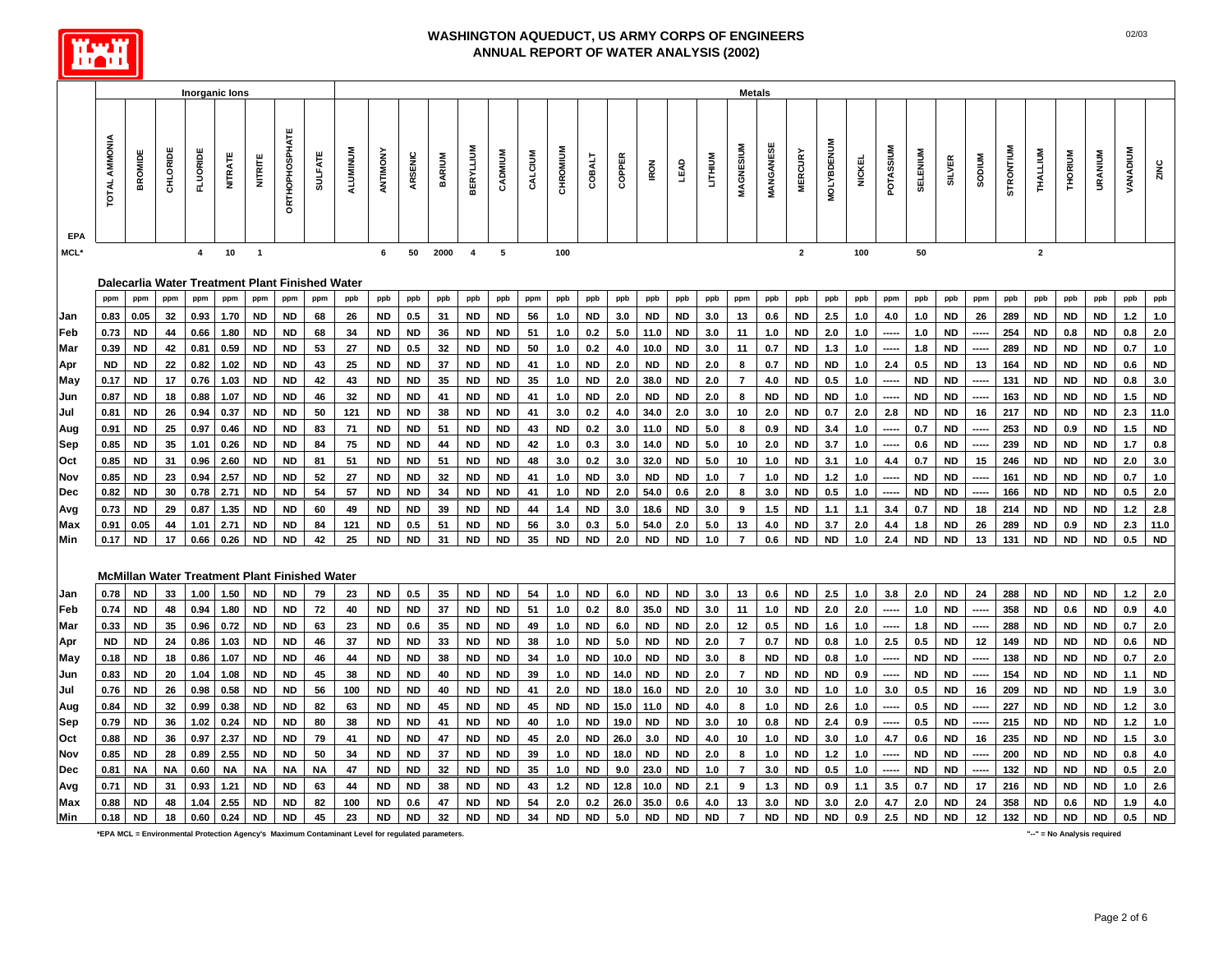# WASHINGTON AQUEDUCT, US ARMY CORPS OF ENGINEERS
## ANNUAL REPORT OF WATER ANALYSIS (2002)

| | Inorganic Ions | | | | | | | | Metals | | | | | | | | | | | | | | | | | | | | | | | | | | | | |
|---|---|---|---|---|---|---|---|---|---|---|---|---|---|---|---|---|---|---|---|---|---|---|---|---|---|---|---|---|---|---|---|---|---|---|---|---|---|
| EPA | TOTAL AMMONIA | BROMIDE | CHLORIDE | FLUORIDE | NITRATE | NITRITE | ORTHOPHOSPHATE | SULFATE | ALUMINUM | ANTIMONY | ARSENIC | BARIUM | BERYLLIUM | CADMIUM | CALCIUM | CHROMIUM | COBALT | COPPER | IRON | LEAD | LITHIUM | MAGNESIUM | MANGANESE | MERCURY | MOLYBDENUM | NICKEL | POTASSIUM | SELENIUM | SILVER | SODIUM | STRONTIUM | THALLIUM | THORIUM | URANIUM | VANADIUM | ZINC |
| MCL* | | | | 4 | 10 | 1 | | | | 6 | 50 | 2000 | 4 | 5 | | 100 | | | | | | | | 2 | | 100 | | 50 | | | | 2 | | | | |
| **Dalecarlia Water Treatment Plant Finished Water** | | | | | | | | | | | | | | | | | | | | | | | | | | | | | | | | | | | | |
| | ppm | ppm | ppm | ppm | ppm | ppm | ppm | ppm | ppb | ppb | ppb | ppb | ppb | ppb | ppm | ppb | ppb | ppb | ppb | ppb | ppb | ppm | ppb | ppb | ppb | ppb | ppm | ppb | ppb | ppm | ppb | ppb | ppb | ppb | ppb | ppb |
| Jan | 0.83 | 0.05 | 32 | 0.93 | 1.70 | ND | ND | 68 | 26 | ND | 0.5 | 31 | ND | ND | 56 | 1.0 | ND | 3.0 | ND | ND | 3.0 | 13 | 0.6 | ND | 2.5 | 1.0 | 4.0 | 1.0 | ND | 26 | 289 | ND | ND | ND | 1.2 | 1.0 |
| Feb | 0.73 | ND | 44 | 0.66 | 1.80 | ND | ND | 68 | 34 | ND | ND | 36 | ND | ND | 51 | 1.0 | 0.2 | 5.0 | 11.0 | ND | 3.0 | 11 | 1.0 | ND | 2.0 | 1.0 | ----- | 1.0 | ND | ----- | 254 | ND | 0.8 | ND | 0.8 | 2.0 |
| Mar | 0.39 | ND | 42 | 0.81 | 0.59 | ND | ND | 53 | 27 | ND | 0.5 | 32 | ND | ND | 50 | 1.0 | 0.2 | 4.0 | 10.0 | ND | 3.0 | 11 | 0.7 | ND | 1.3 | 1.0 | ----- | 1.8 | ND | ----- | 289 | ND | ND | ND | 0.7 | 1.0 |
| Apr | ND | ND | 22 | 0.82 | 1.02 | ND | ND | 43 | 25 | ND | ND | 37 | ND | ND | 41 | 1.0 | ND | 2.0 | ND | ND | 2.0 | 8 | 0.7 | ND | ND | 1.0 | 2.4 | 0.5 | ND | 13 | 164 | ND | ND | ND | 0.6 | ND |
| May | 0.17 | ND | 17 | 0.76 | 1.03 | ND | ND | 42 | 43 | ND | ND | 35 | ND | ND | 35 | 1.0 | ND | 2.0 | 38.0 | ND | 2.0 | 7 | 4.0 | ND | 0.5 | 1.0 | ----- | ND | ND | ----- | 131 | ND | ND | ND | 0.8 | 3.0 |
| Jun | 0.87 | ND | 18 | 0.88 | 1.07 | ND | ND | 46 | 32 | ND | ND | 41 | ND | ND | 41 | 1.0 | ND | 2.0 | ND | ND | 2.0 | 8 | ND | ND | ND | 1.0 | ----- | ND | ND | ----- | 163 | ND | ND | ND | 1.5 | ND |
| Jul | 0.81 | ND | 26 | 0.94 | 0.37 | ND | ND | 50 | 121 | ND | ND | 38 | ND | ND | 41 | 3.0 | 0.2 | 4.0 | 34.0 | 2.0 | 3.0 | 10 | 2.0 | ND | 0.7 | 2.0 | 2.8 | ND | ND | 16 | 217 | ND | ND | ND | 2.3 | 11.0 |
| Aug | 0.91 | ND | 25 | 0.97 | 0.46 | ND | ND | 83 | 71 | ND | ND | 51 | ND | ND | 43 | ND | 0.2 | 3.0 | 11.0 | ND | 5.0 | 8 | 0.9 | ND | 3.4 | 1.0 | ----- | 0.7 | ND | ----- | 253 | ND | 0.9 | ND | 1.5 | ND |
| Sep | 0.85 | ND | 35 | 1.01 | 0.26 | ND | ND | 84 | 75 | ND | ND | 44 | ND | ND | 42 | 1.0 | 0.3 | 3.0 | 14.0 | ND | 5.0 | 10 | 2.0 | ND | 3.7 | 1.0 | ----- | 0.6 | ND | ----- | 239 | ND | ND | ND | 1.7 | 0.8 |
| Oct | 0.85 | ND | 31 | 0.96 | 2.60 | ND | ND | 81 | 51 | ND | ND | 51 | ND | ND | 48 | 3.0 | 0.2 | 3.0 | 32.0 | ND | 5.0 | 10 | 1.0 | ND | 3.1 | 1.0 | 4.4 | 0.7 | ND | 15 | 246 | ND | ND | ND | 2.0 | 3.0 |
| Nov | 0.85 | ND | 23 | 0.94 | 2.57 | ND | ND | 52 | 27 | ND | ND | 32 | ND | ND | 41 | 1.0 | ND | 3.0 | ND | ND | 1.0 | 7 | 1.0 | ND | 1.2 | 1.0 | ----- | ND | ND | ----- | 161 | ND | ND | ND | 0.7 | 1.0 |
| Dec | 0.82 | ND | 30 | 0.78 | 2.71 | ND | ND | 54 | 57 | ND | ND | 34 | ND | ND | 41 | 1.0 | ND | 2.0 | 54.0 | 0.6 | 2.0 | 8 | 3.0 | ND | 0.5 | 1.0 | ----- | ND | ND | ----- | 166 | ND | ND | ND | 0.5 | 2.0 |
| Avg | 0.73 | ND | 29 | 0.87 | 1.35 | ND | ND | 60 | 49 | ND | ND | 39 | ND | ND | 44 | 1.4 | ND | 3.0 | 18.6 | ND | 3.0 | 9 | 1.5 | ND | 1.1 | 1.1 | 3.4 | 0.7 | ND | 18 | 214 | ND | ND | ND | 1.2 | 2.8 |
| Max | 0.91 | 0.05 | 44 | 1.01 | 2.71 | ND | ND | 84 | 121 | ND | 0.5 | 51 | ND | ND | 56 | 3.0 | 0.3 | 5.0 | 54.0 | 2.0 | 5.0 | 13 | 4.0 | ND | 3.7 | 2.0 | 4.4 | 1.8 | ND | 26 | 289 | ND | 0.9 | ND | 2.3 | 11.0 |
| Min | 0.17 | ND | 17 | 0.66 | 0.26 | ND | ND | 42 | 25 | ND | ND | 31 | ND | ND | 35 | ND | ND | 2.0 | ND | ND | 1.0 | 7 | 0.6 | ND | ND | 1.0 | 2.4 | ND | ND | 13 | 131 | ND | ND | ND | 0.5 | ND |
| **McMillan Water Treatment Plant Finished Water** | | | | | | | | | | | | | | | | | | | | | | | | | | | | | | | | | | | | |
| Jan | 0.78 | ND | 33 | 1.00 | 1.50 | ND | ND | 79 | 23 | ND | 0.5 | 35 | ND | ND | 54 | 1.0 | ND | 6.0 | ND | ND | 3.0 | 13 | 0.6 | ND | 2.5 | 1.0 | 3.8 | 2.0 | ND | 24 | 288 | ND | ND | ND | 1.2 | 2.0 |
| Feb | 0.74 | ND | 48 | 0.94 | 1.80 | ND | ND | 72 | 40 | ND | ND | 37 | ND | ND | 51 | 1.0 | 0.2 | 8.0 | 35.0 | ND | 3.0 | 11 | 1.0 | ND | 2.0 | 2.0 | ----- | 1.0 | ND | ----- | 358 | ND | 0.6 | ND | 0.9 | 4.0 |
| Mar | 0.33 | ND | 35 | 0.96 | 0.72 | ND | ND | 63 | 23 | ND | 0.6 | 35 | ND | ND | 49 | 1.0 | ND | 6.0 | ND | ND | 2.0 | 12 | 0.5 | ND | 1.6 | 1.0 | ----- | 1.8 | ND | ----- | 288 | ND | ND | ND | 0.7 | 2.0 |
| Apr | ND | ND | 24 | 0.86 | 1.03 | ND | ND | 46 | 37 | ND | ND | 33 | ND | ND | 38 | 1.0 | ND | 5.0 | ND | ND | 2.0 | 7 | 0.7 | ND | 0.8 | 1.0 | 2.5 | 0.5 | ND | 12 | 149 | ND | ND | ND | 0.6 | ND |
| May | 0.18 | ND | 18 | 0.86 | 1.07 | ND | ND | 46 | 44 | ND | ND | 38 | ND | ND | 34 | 1.0 | ND | 10.0 | ND | ND | 3.0 | 8 | ND | ND | 0.8 | 1.0 | ----- | ND | ND | ----- | 138 | ND | ND | ND | 0.7 | 2.0 |
| Jun | 0.83 | ND | 20 | 1.04 | 1.08 | ND | ND | 45 | 38 | ND | ND | 40 | ND | ND | 39 | 1.0 | ND | 14.0 | ND | ND | 2.0 | 7 | ND | ND | ND | 0.9 | ----- | ND | ND | ----- | 154 | ND | ND | ND | 1.1 | ND |
| Jul | 0.76 | ND | 26 | 0.98 | 0.58 | ND | ND | 56 | 100 | ND | ND | 40 | ND | ND | 41 | 2.0 | ND | 18.0 | 16.0 | ND | 2.0 | 10 | 3.0 | ND | 1.0 | 1.0 | 3.0 | 0.5 | ND | 16 | 209 | ND | ND | ND | 1.9 | 3.0 |
| Aug | 0.84 | ND | 32 | 0.99 | 0.38 | ND | ND | 82 | 63 | ND | ND | 45 | ND | ND | 45 | ND | ND | 15.0 | 11.0 | ND | 4.0 | 8 | 1.0 | ND | 2.6 | 1.0 | ----- | 0.5 | ND | ----- | 227 | ND | ND | ND | 1.2 | 3.0 |
| Sep | 0.79 | ND | 36 | 1.02 | 0.24 | ND | ND | 80 | 38 | ND | ND | 41 | ND | ND | 40 | 1.0 | ND | 19.0 | ND | ND | 3.0 | 10 | 0.8 | ND | 2.4 | 0.9 | ----- | 0.5 | ND | ----- | 215 | ND | ND | ND | 1.2 | 1.0 |
| Oct | 0.88 | ND | 36 | 0.97 | 2.37 | ND | ND | 79 | 41 | ND | ND | 47 | ND | ND | 45 | 2.0 | ND | 26.0 | 3.0 | ND | 4.0 | 10 | 1.0 | ND | 3.0 | 1.0 | 4.7 | 0.6 | ND | 16 | 235 | ND | ND | ND | 1.5 | 3.0 |
| Nov | 0.85 | ND | 28 | 0.89 | 2.55 | ND | ND | 50 | 34 | ND | ND | 37 | ND | ND | 39 | 1.0 | ND | 18.0 | ND | ND | 2.0 | 8 | 1.0 | ND | 1.2 | 1.0 | ----- | ND | ND | ----- | 200 | ND | ND | ND | 0.8 | 4.0 |
| Dec | 0.81 | NA | NA | 0.60 | NA | NA | NA | NA | 47 | ND | ND | 32 | ND | ND | 35 | 1.0 | ND | 9.0 | 23.0 | ND | 1.0 | 7 | 3.0 | ND | 0.5 | 1.0 | ----- | ND | ND | ----- | 132 | ND | ND | ND | 0.5 | 2.0 |
| Avg | 0.71 | ND | 31 | 0.93 | 1.21 | ND | ND | 63 | 44 | ND | ND | 38 | ND | ND | 43 | 1.2 | ND | 12.8 | 10.0 | ND | 2.1 | 9 | 1.3 | ND | 0.9 | 1.1 | 3.5 | 0.7 | ND | 17 | 216 | ND | ND | ND | 1.0 | 2.6 |
| Max | 0.88 | ND | 48 | 1.04 | 2.55 | ND | ND | 82 | 100 | ND | 0.6 | 47 | ND | ND | 54 | 2.0 | 0.2 | 26.0 | 35.0 | 0.6 | 4.0 | 13 | 3.0 | ND | 3.0 | 2.0 | 4.7 | 2.0 | ND | 24 | 358 | ND | 0.6 | ND | 1.9 | 4.0 |
| Min | 0.18 | ND | 18 | 0.60 | 0.24 | ND | ND | 45 | 23 | ND | ND | 32 | ND | ND | 34 | ND | ND | 5.0 | ND | ND | ND | 7 | ND | ND | ND | 0.9 | 2.5 | ND | ND | 12 | 132 | ND | ND | ND | 0.5 | ND |

*EPA MCL = Environmental Protection Agency's Maximum Contaminant Level for regulated parameters.

"--" = No Analysis required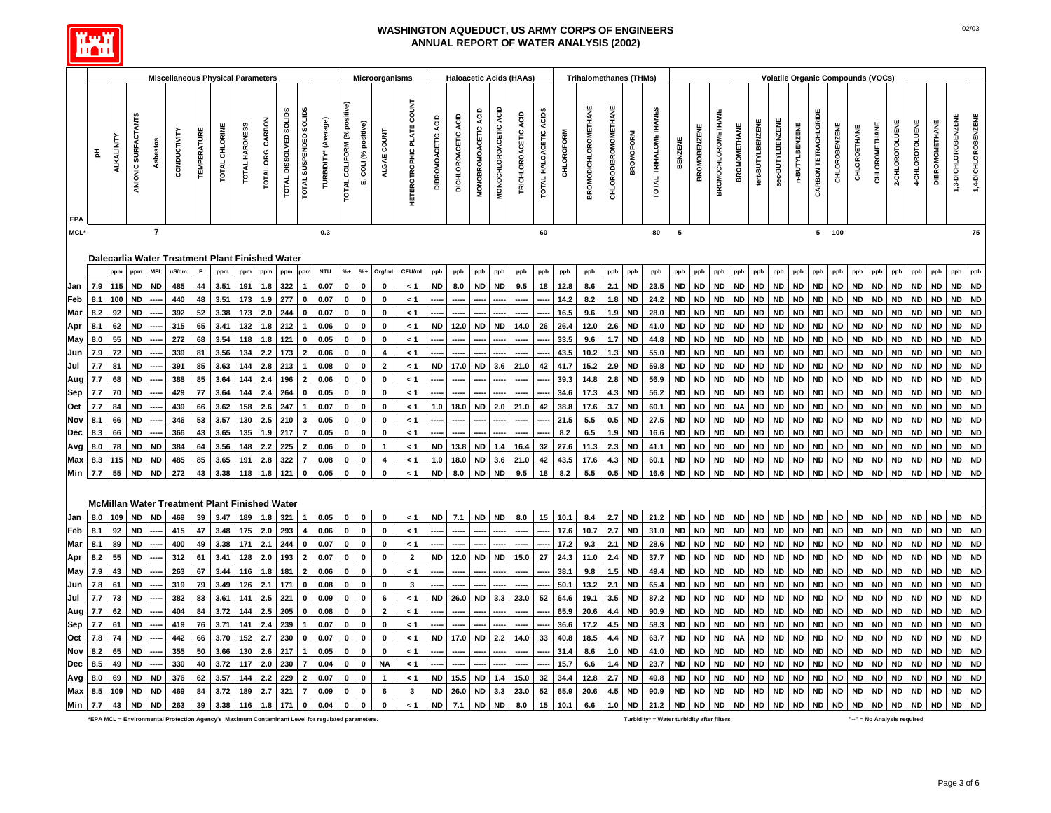# WASHINGTON AQUEDUCT, US ARMY CORPS OF ENGINEERS
## ANNUAL REPORT OF WATER ANALYSIS (2002)

| | Miscellaneous Physical Parameters | | | | | | | | | | | | Microorganisms | | | | Haloacetic Acids (HAAs) | | | | | | Trihalomethanes (THMs) | | | | | Volatile Organic Compounds (VOCs) | | | | | | | | | | | | | | | |
|---|---|---|---|---|---|---|---|---|---|---|---|---|---|---|---|---|---|---|---|---|---|---|---|---|---|---|---|---|---|---|---|---|---|---|---|---|---|---|---|---|---|---|---|
| | pH | ALKALINITY | ANIONIC SURFACTANTS | Asbestos | CONDUCTIVITY | TEMPERATURE | TOTAL CHLORINE | TOTAL HARDNESS | TOTAL ORG. CARBON | TOTAL DISSOLVED SOLIDS | TOTAL SUSPENDED SOLIDS | TURBIDITY* (Average) | TOTAL COLIFORM (% positive) | E. COLI (% positive) | ALGAE COUNT | HETEROTROPHIC PLATE COUNT | DIBROMOACETIC ACID | DICHLOROACETIC ACID | MONOBROMOACETIC ACID | MONOCHLOROACETIC ACID | TRICHLOROACETIC ACID | TOTAL HALOACETIC ACIDS | CHLOROFORM | BROMODICHLOROMETHANE | CHLORODIBROMOMETHANE | BROMOFORM | TOTAL TRIHALOMETHANES | BENZENE | BROMOBENZENE | BROMOCHLOROMETHANE | BROMOMETHANE | tert-BUTYLBENZENE | sec-BUTYLBENZENE | n-BUTYLBENZENE | CARBON TETRACHLORIDE | CHLOROBENZENE | CHLOROETHANE | CHLOROMETHANE | 2-CHLOROTOLUENE | 4-CHLOROTOLUENE | DIBROMOMETHANE | 1,3-DICHLOROBENZENE | 1,4-DICHLOROBENZENE |
| EPA MCL* | | | | 7 | | | | | | | | 0.3 | | | | | | | | | | 60 | | | | | 80 | 5 | | | | | | | 5 | 100 | | | | | | | 75 |
| **Dalecarlia Water Treatment Plant Finished Water** | | | | | | | | | | | | | | | | | | | | | | | | | | | | | | | | | | | | | | | | | | | |
| | | ppm | ppm | MFL | uS/cm | F | ppm | ppm | ppm | ppm | ppm | NTU | %+ | %+ | Org/mL | CFU/mL | ppb | ppb | ppb | ppb | ppb | ppb | ppb | ppb | ppb | ppb | ppb | ppb | ppb | ppb | ppb | ppb | ppb | ppb | ppb | ppb | ppb | ppb | ppb | ppb | ppb | ppb | ppb |
| Jan | 7.9 | 115 | ND | ND | 485 | 44 | 3.51 | 191 | 1.8 | 322 | 1 | 0.07 | 0 | 0 | 0 | < 1 | ND | 8.0 | ND | ND | 9.5 | 18 | 12.8 | 8.6 | 2.1 | ND | 23.5 | ND | ND | ND | ND | ND | ND | ND | ND | ND | ND | ND | ND | ND | ND | ND | ND |
| Feb | 8.1 | 100 | ND | ----- | 440 | 48 | 3.51 | 173 | 1.9 | 277 | 0 | 0.07 | 0 | 0 | 0 | < 1 | ----- | ----- | ----- | ----- | ----- | ----- | 14.2 | 8.2 | 1.8 | ND | 24.2 | ND | ND | ND | ND | ND | ND | ND | ND | ND | ND | ND | ND | ND | ND | ND | ND |
| Mar | 8.2 | 92 | ND | ----- | 392 | 52 | 3.38 | 173 | 2.0 | 244 | 0 | 0.07 | 0 | 0 | 0 | < 1 | ----- | ----- | ----- | ----- | ----- | ----- | 16.5 | 9.6 | 1.9 | ND | 28.0 | ND | ND | ND | ND | ND | ND | ND | ND | ND | ND | ND | ND | ND | ND | ND | ND |
| Apr | 8.1 | 62 | ND | ----- | 315 | 65 | 3.41 | 132 | 1.8 | 212 | 1 | 0.06 | 0 | 0 | 0 | < 1 | ND | 12.0 | ND | ND | 14.0 | 26 | 26.4 | 12.0 | 2.6 | ND | 41.0 | ND | ND | ND | ND | ND | ND | ND | ND | ND | ND | ND | ND | ND | ND | ND | ND |
| May | 8.0 | 55 | ND | ----- | 272 | 68 | 3.54 | 118 | 1.8 | 121 | 0 | 0.05 | 0 | 0 | 0 | < 1 | ----- | ----- | ----- | ----- | ----- | ----- | 33.5 | 9.6 | 1.7 | ND | 44.8 | ND | ND | ND | ND | ND | ND | ND | ND | ND | ND | ND | ND | ND | ND | ND | ND |
| Jun | 7.9 | 72 | ND | ----- | 339 | 81 | 3.56 | 134 | 2.2 | 173 | 2 | 0.06 | 0 | 0 | 4 | < 1 | ----- | ----- | ----- | ----- | ----- | ----- | 43.5 | 10.2 | 1.3 | ND | 55.0 | ND | ND | ND | ND | ND | ND | ND | ND | ND | ND | ND | ND | ND | ND | ND | ND |
| Jul | 7.7 | 81 | ND | ----- | 391 | 85 | 3.63 | 144 | 2.8 | 213 | 1 | 0.08 | 0 | 0 | 2 | < 1 | ND | 17.0 | ND | 3.6 | 21.0 | 42 | 41.7 | 15.2 | 2.9 | ND | 59.8 | ND | ND | ND | ND | ND | ND | ND | ND | ND | ND | ND | ND | ND | ND | ND | ND |
| Aug | 7.7 | 68 | ND | ----- | 388 | 85 | 3.64 | 144 | 2.4 | 196 | 2 | 0.06 | 0 | 0 | 0 | < 1 | ----- | ----- | ----- | ----- | ----- | ----- | 39.3 | 14.8 | 2.8 | ND | 56.9 | ND | ND | ND | ND | ND | ND | ND | ND | ND | ND | ND | ND | ND | ND | ND | ND |
| Sep | 7.7 | 70 | ND | ----- | 429 | 77 | 3.64 | 144 | 2.4 | 264 | 0 | 0.05 | 0 | 0 | 0 | < 1 | ----- | ----- | ----- | ----- | ----- | ----- | 34.6 | 17.3 | 4.3 | ND | 56.2 | ND | ND | ND | ND | ND | ND | ND | ND | ND | ND | ND | ND | ND | ND | ND | ND |
| Oct | 7.7 | 84 | ND | ----- | 439 | 66 | 3.62 | 158 | 2.6 | 247 | 1 | 0.07 | 0 | 0 | 0 | < 1 | 1.0 | 18.0 | ND | 2.0 | 21.0 | 42 | 38.8 | 17.6 | 3.7 | ND | 60.1 | ND | ND | ND | NA | ND | ND | ND | ND | ND | ND | ND | ND | ND | ND | ND | ND |
| Nov | 8.1 | 66 | ND | ----- | 346 | 53 | 3.57 | 130 | 2.5 | 210 | 3 | 0.05 | 0 | 0 | 0 | < 1 | ----- | ----- | ----- | ----- | ----- | ----- | 21.5 | 5.5 | 0.5 | ND | 27.5 | ND | ND | ND | ND | ND | ND | ND | ND | ND | ND | ND | ND | ND | ND | ND | ND |
| Dec | 8.3 | 66 | ND | ----- | 366 | 43 | 3.65 | 135 | 1.9 | 217 | 7 | 0.05 | 0 | 0 | 0 | < 1 | ----- | ----- | ----- | ----- | ----- | ----- | 8.2 | 6.5 | 1.9 | ND | 16.6 | ND | ND | ND | ND | ND | ND | ND | ND | ND | ND | ND | ND | ND | ND | ND | ND |
| Avg | 8.0 | 78 | ND | ND | 384 | 64 | 3.56 | 148 | 2.2 | 225 | 2 | 0.06 | 0 | 0 | 1 | < 1 | ND | 13.8 | ND | 1.4 | 16.4 | 32 | 27.6 | 11.3 | 2.3 | ND | 41.1 | ND | ND | ND | ND | ND | ND | ND | ND | ND | ND | ND | ND | ND | ND | ND | ND |
| Max | 8.3 | 115 | ND | ND | 485 | 85 | 3.65 | 191 | 2.8 | 322 | 7 | 0.08 | 0 | 0 | 4 | < 1 | 1.0 | 18.0 | ND | 3.6 | 21.0 | 42 | 43.5 | 17.6 | 4.3 | ND | 60.1 | ND | ND | ND | ND | ND | ND | ND | ND | ND | ND | ND | ND | ND | ND | ND | ND |
| Min | 7.7 | 55 | ND | ND | 272 | 43 | 3.38 | 118 | 1.8 | 121 | 0 | 0.05 | 0 | 0 | 0 | < 1 | ND | 8.0 | ND | ND | 9.5 | 18 | 8.2 | 5.5 | 0.5 | ND | 16.6 | ND | ND | ND | ND | ND | ND | ND | ND | ND | ND | ND | ND | ND | ND | ND | ND |
| **McMillan Water Treatment Plant Finished Water** | | | | | | | | | | | | | | | | | | | | | | | | | | | | | | | | | | | | | | | | | | | |
| Jan | 8.0 | 109 | ND | ND | 469 | 39 | 3.47 | 189 | 1.8 | 321 | 1 | 0.05 | 0 | 0 | 0 | < 1 | ND | 7.1 | ND | ND | 8.0 | 15 | 10.1 | 8.4 | 2.7 | ND | 21.2 | ND | ND | ND | ND | ND | ND | ND | ND | ND | ND | ND | ND | ND | ND | ND | ND |
| Feb | 8.1 | 92 | ND | ----- | 415 | 47 | 3.48 | 175 | 2.0 | 293 | 4 | 0.06 | 0 | 0 | 0 | < 1 | ----- | ----- | ----- | ----- | ----- | ----- | 17.6 | 10.7 | 2.7 | ND | 31.0 | ND | ND | ND | ND | ND | ND | ND | ND | ND | ND | ND | ND | ND | ND | ND | ND |
| Mar | 8.1 | 89 | ND | ----- | 400 | 49 | 3.38 | 171 | 2.1 | 244 | 0 | 0.07 | 0 | 0 | 0 | < 1 | ----- | ----- | ----- | ----- | ----- | ----- | 17.2 | 9.3 | 2.1 | ND | 28.6 | ND | ND | ND | ND | ND | ND | ND | ND | ND | ND | ND | ND | ND | ND | ND | ND |
| Apr | 8.2 | 55 | ND | ----- | 312 | 61 | 3.41 | 128 | 2.0 | 193 | 2 | 0.07 | 0 | 0 | 0 | 2 | ND | 12.0 | ND | ND | 15.0 | 27 | 24.3 | 11.0 | 2.4 | ND | 37.7 | ND | ND | ND | ND | ND | ND | ND | ND | ND | ND | ND | ND | ND | ND | ND | ND |
| May | 7.9 | 43 | ND | ----- | 263 | 67 | 3.44 | 116 | 1.8 | 181 | 2 | 0.06 | 0 | 0 | 0 | < 1 | ----- | ----- | ----- | ----- | ----- | ----- | 38.1 | 9.8 | 1.5 | ND | 49.4 | ND | ND | ND | ND | ND | ND | ND | ND | ND | ND | ND | ND | ND | ND | ND | ND |
| Jun | 7.8 | 61 | ND | ----- | 319 | 79 | 3.49 | 126 | 2.1 | 171 | 0 | 0.08 | 0 | 0 | 0 | 3 | ----- | ----- | ----- | ----- | ----- | ----- | 50.1 | 13.2 | 2.1 | ND | 65.4 | ND | ND | ND | ND | ND | ND | ND | ND | ND | ND | ND | ND | ND | ND | ND | ND |
| Jul | 7.7 | 73 | ND | ----- | 382 | 83 | 3.61 | 141 | 2.5 | 221 | 0 | 0.09 | 0 | 0 | 6 | < 1 | ND | 26.0 | ND | 3.3 | 23.0 | 52 | 64.6 | 19.1 | 3.5 | ND | 87.2 | ND | ND | ND | ND | ND | ND | ND | ND | ND | ND | ND | ND | ND | ND | ND | ND |
| Aug | 7.7 | 62 | ND | ----- | 404 | 84 | 3.72 | 144 | 2.5 | 205 | 0 | 0.08 | 0 | 0 | 2 | < 1 | ----- | ----- | ----- | ----- | ----- | ----- | 65.9 | 20.6 | 4.4 | ND | 90.9 | ND | ND | ND | ND | ND | ND | ND | ND | ND | ND | ND | ND | ND | ND | ND | ND |
| Sep | 7.7 | 61 | ND | ----- | 419 | 76 | 3.71 | 141 | 2.4 | 239 | 1 | 0.07 | 0 | 0 | 0 | < 1 | ----- | ----- | ----- | ----- | ----- | ----- | 36.6 | 17.2 | 4.5 | ND | 58.3 | ND | ND | ND | ND | ND | ND | ND | ND | ND | ND | ND | ND | ND | ND | ND | ND |
| Oct | 7.8 | 74 | ND | ----- | 442 | 66 | 3.70 | 152 | 2.7 | 230 | 0 | 0.07 | 0 | 0 | 0 | < 1 | ND | 17.0 | ND | 2.2 | 14.0 | 33 | 40.8 | 18.5 | 4.4 | ND | 63.7 | ND | ND | ND | NA | ND | ND | ND | ND | ND | ND | ND | ND | ND | ND | ND | ND |
| Nov | 8.2 | 65 | ND | ----- | 355 | 50 | 3.66 | 130 | 2.6 | 217 | 1 | 0.05 | 0 | 0 | 0 | < 1 | ----- | ----- | ----- | ----- | ----- | ----- | 31.4 | 8.6 | 1.0 | ND | 41.0 | ND | ND | ND | ND | ND | ND | ND | ND | ND | ND | ND | ND | ND | ND | ND | ND |
| Dec | 8.5 | 49 | ND | ----- | 330 | 40 | 3.72 | 117 | 2.0 | 230 | 7 | 0.04 | 0 | 0 | NA | < 1 | ----- | ----- | ----- | ----- | ----- | ----- | 15.7 | 6.6 | 1.4 | ND | 23.7 | ND | ND | ND | ND | ND | ND | ND | ND | ND | ND | ND | ND | ND | ND | ND | ND |
| Avg | 8.0 | 69 | ND | ND | 376 | 62 | 3.57 | 144 | 2.2 | 229 | 2 | 0.07 | 0 | 0 | 1 | < 1 | ND | 15.5 | ND | 1.4 | 15.0 | 32 | 34.4 | 12.8 | 2.7 | ND | 49.8 | ND | ND | ND | ND | ND | ND | ND | ND | ND | ND | ND | ND | ND | ND | ND | ND |
| Max | 8.5 | 109 | ND | ND | 469 | 84 | 3.72 | 189 | 2.7 | 321 | 7 | 0.09 | 0 | 0 | 6 | 3 | ND | 26.0 | ND | 3.3 | 23.0 | 52 | 65.9 | 20.6 | 4.5 | ND | 90.9 | ND | ND | ND | ND | ND | ND | ND | ND | ND | ND | ND | ND | ND | ND | ND | ND |
| Min | 7.7 | 43 | ND | ND | 263 | 39 | 3.38 | 116 | 1.8 | 171 | 0 | 0.04 | 0 | 0 | 0 | < 1 | ND | 7.1 | ND | ND | 8.0 | 15 | 10.1 | 6.6 | 1.0 | ND | 21.2 | ND | ND | ND | ND | ND | ND | ND | ND | ND | ND | ND | ND | ND | ND | ND | ND |

*EPA MCL = Environmental Protection Agency's Maximum Contaminant Level for regulated parameters.

Turbidity* = Water turbidity after filters

"---" = No Analysis required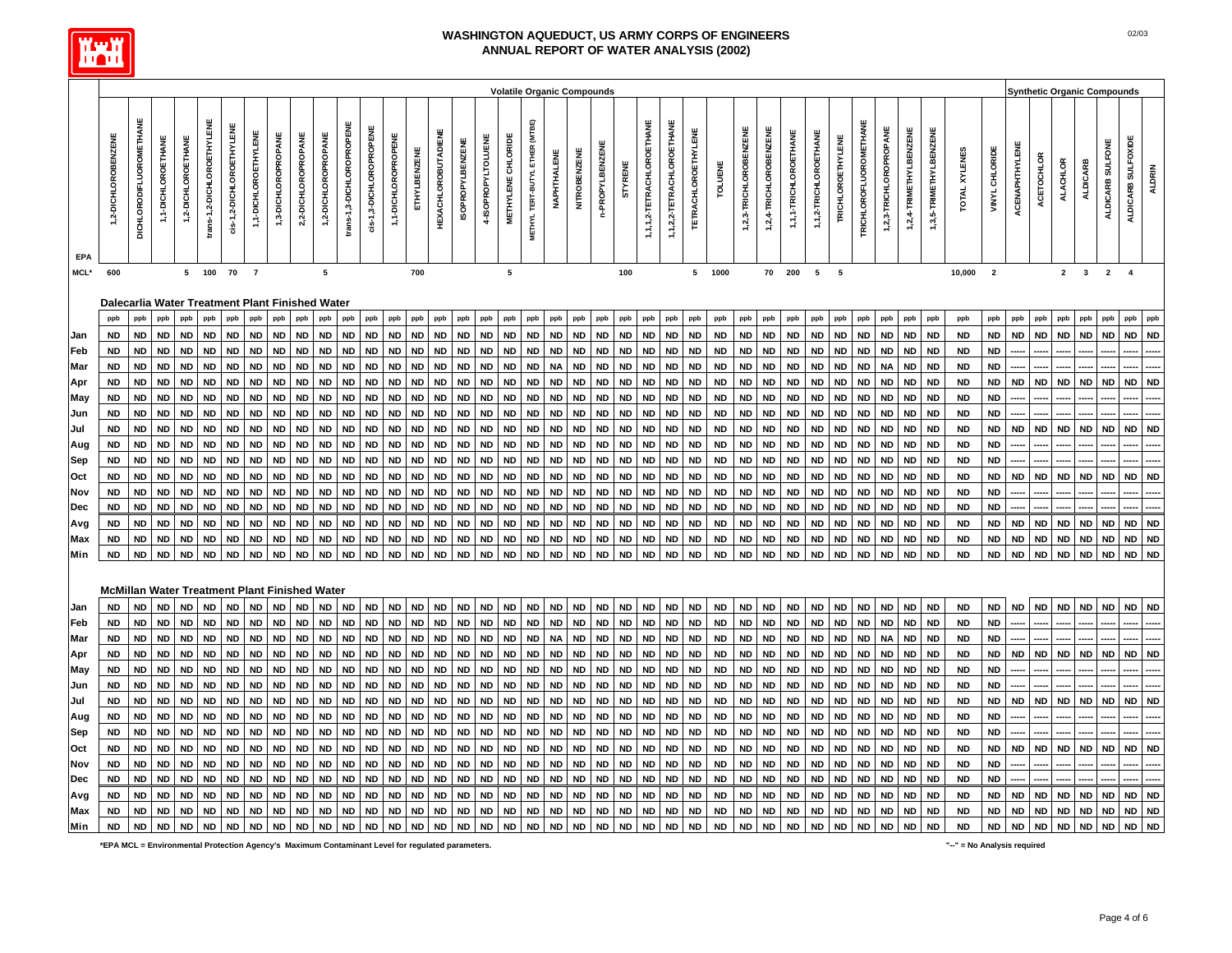# WASHINGTON AQUEDUCT, US ARMY CORPS OF ENGINEERS
## ANNUAL REPORT OF WATER ANALYSIS (2002)

| EPA | 1,2-DICHLOROBENZENE | DICHLORODIFLUOROMETHANE | 1,1-DICHLOROETHANE | 1,2-DICHLOROETHANE | trans-1,2-DICHLOROETHYLENE | cis-1,2-DICHLOROETHYLENE | 1,1-DICHLOROETHYLENE | 1,3-DICHLOROPROPANE | 2,2-DICHLOROPROPANE | 1,2-DICHLOROPROPANE | trans-1,3-DICHLOROPROPENE | cis-1,3-DICHLOROPROPENE | 1,1-DICHLOROPROPENE | ETHYLBENZENE | HEXACHLOROBUTADIENE | ISOPROPYLBENZENE | 4-ISOPROPYLTOLUENE | METHYLENE CHLORIDE | METHYL TERT-BUTYL ETHER (MTBE) | NAPHTHALENE | NITROBENZENE | n-PROPYLBENZENE | STYRENE | 1,1,1,2-TETRACHLOROETHANE | 1,1,2,2-TETRACHLOROETHANE | TETRACHLOROETHYLENE | TOLUENE | 1,2,3-TRICHLOROBENZENE | 1,2,4-TRICHLOROBENZENE | 1,1,1-TRICHLOROETHANE | 1,1,2-TRICHLOROETHANE | TRICHLOROETHYLENE | TRICHLOROFLUOROMETHANE | 1,2,3-TRICHLOROPROPANE | 1,2,4-TRIMETHYLBENZENE | 1,3,5-TRIMETHYLBENZENE | TOTAL XYLENES | VINYL CHLORIDE | ACENAPHTHYLENE | ACETOCHLOR | ALACHLOR | ALDICARB | ALDICARB SULFONE | ALDICARB SULFOXIDE | ALDRIN |
|---|---|---|---|---|---|---|---|---|---|---|---|---|---|---|---|---|---|---|---|---|---|---|---|---|---|---|---|---|---|---|---|---|---|---|---|---|---|---|---|---|---|---|---|---|---|
| | Volatile Organic Compounds | | | | | | | | | | | | | | | | | | | | | | | | | | | | | | | | | | | | | | Synthetic Organic Compounds | | | | | | |
| MCL* | 600 | | | 5 | 100 | 70 | 7 | | | 5 | | | | 700 | | | | 5 | | | | | 100 | | | 5 | 1000 | | 70 | 200 | 5 | 5 | | | | | 10,000 | 2 | | | 2 | 3 | 2 | 4 | |
| **Dalecarlia Water Treatment Plant Finished Water** | | | | | | | | | | | | | | | | | | | | | | | | | | | | | | | | | | | | | | | | | | | | | |
| | ppb | ppb | ppb | ppb | ppb | ppb | ppb | ppb | ppb | ppb | ppb | ppb | ppb | ppb | ppb | ppb | ppb | ppb | ppb | ppb | ppb | ppb | ppb | ppb | ppb | ppb | ppb | ppb | ppb | ppb | ppb | ppb | ppb | ppb | ppb | ppb | ppb | ppb | ppb | ppb | ppb | ppb | ppb | ppb | ppb |
| Jan | ND | ND | ND | ND | ND | ND | ND | ND | ND | ND | ND | ND | ND | ND | ND | ND | ND | ND | ND | ND | ND | ND | ND | ND | ND | ND | ND | ND | ND | ND | ND | ND | ND | ND | ND | ND | ND | ND | ND | ND | ND | ND | ND | ND | ND |
| Feb | ND | ND | ND | ND | ND | ND | ND | ND | ND | ND | ND | ND | ND | ND | ND | ND | ND | ND | ND | ND | ND | ND | ND | ND | ND | ND | ND | ND | ND | ND | ND | ND | ND | ND | ND | ND | ND | ND | ----- | ----- | ----- | ----- | ----- | ----- | ----- |
| Mar | ND | ND | ND | ND | ND | ND | ND | ND | ND | ND | ND | ND | ND | ND | ND | ND | ND | ND | ND | NA | ND | ND | ND | ND | ND | ND | ND | ND | ND | ND | ND | ND | ND | NA | ND | ND | ND | ND | ----- | ----- | ----- | ----- | ----- | ----- | ----- |
| Apr | ND | ND | ND | ND | ND | ND | ND | ND | ND | ND | ND | ND | ND | ND | ND | ND | ND | ND | ND | ND | ND | ND | ND | ND | ND | ND | ND | ND | ND | ND | ND | ND | ND | ND | ND | ND | ND | ND | ND | ND | ND | ND | ND | ND | ND |
| May | ND | ND | ND | ND | ND | ND | ND | ND | ND | ND | ND | ND | ND | ND | ND | ND | ND | ND | ND | ND | ND | ND | ND | ND | ND | ND | ND | ND | ND | ND | ND | ND | ND | ND | ND | ND | ND | ND | ----- | ----- | ----- | ----- | ----- | ----- | ----- |
| Jun | ND | ND | ND | ND | ND | ND | ND | ND | ND | ND | ND | ND | ND | ND | ND | ND | ND | ND | ND | ND | ND | ND | ND | ND | ND | ND | ND | ND | ND | ND | ND | ND | ND | ND | ND | ND | ND | ND | ----- | ----- | ----- | ----- | ----- | ----- | ----- |
| Jul | ND | ND | ND | ND | ND | ND | ND | ND | ND | ND | ND | ND | ND | ND | ND | ND | ND | ND | ND | ND | ND | ND | ND | ND | ND | ND | ND | ND | ND | ND | ND | ND | ND | ND | ND | ND | ND | ND | ND | ND | ND | ND | ND | ND | ND |
| Aug | ND | ND | ND | ND | ND | ND | ND | ND | ND | ND | ND | ND | ND | ND | ND | ND | ND | ND | ND | ND | ND | ND | ND | ND | ND | ND | ND | ND | ND | ND | ND | ND | ND | ND | ND | ND | ND | ND | ----- | ----- | ----- | ----- | ----- | ----- | ----- |
| Sep | ND | ND | ND | ND | ND | ND | ND | ND | ND | ND | ND | ND | ND | ND | ND | ND | ND | ND | ND | ND | ND | ND | ND | ND | ND | ND | ND | ND | ND | ND | ND | ND | ND | ND | ND | ND | ND | ND | ----- | ----- | ----- | ----- | ----- | ----- | ----- |
| Oct | ND | ND | ND | ND | ND | ND | ND | ND | ND | ND | ND | ND | ND | ND | ND | ND | ND | ND | ND | ND | ND | ND | ND | ND | ND | ND | ND | ND | ND | ND | ND | ND | ND | ND | ND | ND | ND | ND | ND | ND | ND | ND | ND | ND | ND |
| Nov | ND | ND | ND | ND | ND | ND | ND | ND | ND | ND | ND | ND | ND | ND | ND | ND | ND | ND | ND | ND | ND | ND | ND | ND | ND | ND | ND | ND | ND | ND | ND | ND | ND | ND | ND | ND | ND | ND | ----- | ----- | ----- | ----- | ----- | ----- | ----- |
| Dec | ND | ND | ND | ND | ND | ND | ND | ND | ND | ND | ND | ND | ND | ND | ND | ND | ND | ND | ND | ND | ND | ND | ND | ND | ND | ND | ND | ND | ND | ND | ND | ND | ND | ND | ND | ND | ND | ND | ----- | ----- | ----- | ----- | ----- | ----- | ----- |
| Avg | ND | ND | ND | ND | ND | ND | ND | ND | ND | ND | ND | ND | ND | ND | ND | ND | ND | ND | ND | ND | ND | ND | ND | ND | ND | ND | ND | ND | ND | ND | ND | ND | ND | ND | ND | ND | ND | ND | ND | ND | ND | ND | ND | ND | ND |
| Max | ND | ND | ND | ND | ND | ND | ND | ND | ND | ND | ND | ND | ND | ND | ND | ND | ND | ND | ND | ND | ND | ND | ND | ND | ND | ND | ND | ND | ND | ND | ND | ND | ND | ND | ND | ND | ND | ND | ND | ND | ND | ND | ND | ND | ND |
| Min | ND | ND | ND | ND | ND | ND | ND | ND | ND | ND | ND | ND | ND | ND | ND | ND | ND | ND | ND | ND | ND | ND | ND | ND | ND | ND | ND | ND | ND | ND | ND | ND | ND | ND | ND | ND | ND | ND | ND | ND | ND | ND | ND | ND | ND |
| **McMillan Water Treatment Plant Finished Water** | | | | | | | | | | | | | | | | | | | | | | | | | | | | | | | | | | | | | | | | | | | | | |
| Jan | ND | ND | ND | ND | ND | ND | ND | ND | ND | ND | ND | ND | ND | ND | ND | ND | ND | ND | ND | ND | ND | ND | ND | ND | ND | ND | ND | ND | ND | ND | ND | ND | ND | ND | ND | ND | ND | ND | ND | ND | ND | ND | ND | ND | ND |
| Feb | ND | ND | ND | ND | ND | ND | ND | ND | ND | ND | ND | ND | ND | ND | ND | ND | ND | ND | ND | ND | ND | ND | ND | ND | ND | ND | ND | ND | ND | ND | ND | ND | ND | ND | ND | ND | ND | ND | ----- | ----- | ----- | ----- | ----- | ----- | ----- |
| Mar | ND | ND | ND | ND | ND | ND | ND | ND | ND | ND | ND | ND | ND | ND | ND | ND | ND | ND | ND | NA | ND | ND | ND | ND | ND | ND | ND | ND | ND | ND | ND | ND | ND | NA | ND | ND | ND | ND | ----- | ----- | ----- | ----- | ----- | ----- | ----- |
| Apr | ND | ND | ND | ND | ND | ND | ND | ND | ND | ND | ND | ND | ND | ND | ND | ND | ND | ND | ND | ND | ND | ND | ND | ND | ND | ND | ND | ND | ND | ND | ND | ND | ND | ND | ND | ND | ND | ND | ND | ND | ND | ND | ND | ND | ND |
| May | ND | ND | ND | ND | ND | ND | ND | ND | ND | ND | ND | ND | ND | ND | ND | ND | ND | ND | ND | ND | ND | ND | ND | ND | ND | ND | ND | ND | ND | ND | ND | ND | ND | ND | ND | ND | ND | ND | ----- | ----- | ----- | ----- | ----- | ----- | ----- |
| Jun | ND | ND | ND | ND | ND | ND | ND | ND | ND | ND | ND | ND | ND | ND | ND | ND | ND | ND | ND | ND | ND | ND | ND | ND | ND | ND | ND | ND | ND | ND | ND | ND | ND | ND | ND | ND | ND | ND | ----- | ----- | ----- | ----- | ----- | ----- | ----- |
| Jul | ND | ND | ND | ND | ND | ND | ND | ND | ND | ND | ND | ND | ND | ND | ND | ND | ND | ND | ND | ND | ND | ND | ND | ND | ND | ND | ND | ND | ND | ND | ND | ND | ND | ND | ND | ND | ND | ND | ND | ND | ND | ND | ND | ND | ND |
| Aug | ND | ND | ND | ND | ND | ND | ND | ND | ND | ND | ND | ND | ND | ND | ND | ND | ND | ND | ND | ND | ND | ND | ND | ND | ND | ND | ND | ND | ND | ND | ND | ND | ND | ND | ND | ND | ND | ND | ----- | ----- | ----- | ----- | ----- | ----- | ----- |
| Sep | ND | ND | ND | ND | ND | ND | ND | ND | ND | ND | ND | ND | ND | ND | ND | ND | ND | ND | ND | ND | ND | ND | ND | ND | ND | ND | ND | ND | ND | ND | ND | ND | ND | ND | ND | ND | ND | ND | ----- | ----- | ----- | ----- | ----- | ----- | ----- |
| Oct | ND | ND | ND | ND | ND | ND | ND | ND | ND | ND | ND | ND | ND | ND | ND | ND | ND | ND | ND | ND | ND | ND | ND | ND | ND | ND | ND | ND | ND | ND | ND | ND | ND | ND | ND | ND | ND | ND | ND | ND | ND | ND | ND | ND | ND |
| Nov | ND | ND | ND | ND | ND | ND | ND | ND | ND | ND | ND | ND | ND | ND | ND | ND | ND | ND | ND | ND | ND | ND | ND | ND | ND | ND | ND | ND | ND | ND | ND | ND | ND | ND | ND | ND | ND | ND | ----- | ----- | ----- | ----- | ----- | ----- | ----- |
| Dec | ND | ND | ND | ND | ND | ND | ND | ND | ND | ND | ND | ND | ND | ND | ND | ND | ND | ND | ND | ND | ND | ND | ND | ND | ND | ND | ND | ND | ND | ND | ND | ND | ND | ND | ND | ND | ND | ND | ----- | ----- | ----- | ----- | ----- | ----- | ----- |
| Avg | ND | ND | ND | ND | ND | ND | ND | ND | ND | ND | ND | ND | ND | ND | ND | ND | ND | ND | ND | ND | ND | ND | ND | ND | ND | ND | ND | ND | ND | ND | ND | ND | ND | ND | ND | ND | ND | ND | ND | ND | ND | ND | ND | ND | ND |
| Max | ND | ND | ND | ND | ND | ND | ND | ND | ND | ND | ND | ND | ND | ND | ND | ND | ND | ND | ND | ND | ND | ND | ND | ND | ND | ND | ND | ND | ND | ND | ND | ND | ND | ND | ND | ND | ND | ND | ND | ND | ND | ND | ND | ND | ND |
| Min | ND | ND | ND | ND | ND | ND | ND | ND | ND | ND | ND | ND | ND | ND | ND | ND | ND | ND | ND | ND | ND | ND | ND | ND | ND | ND | ND | ND | ND | ND | ND | ND | ND | ND | ND | ND | ND | ND | ND | ND | ND | ND | ND | ND | ND |

*EPA MCL = Environmental Protection Agency's Maximum Contaminant Level for regulated parameters.

"--" = No Analysis required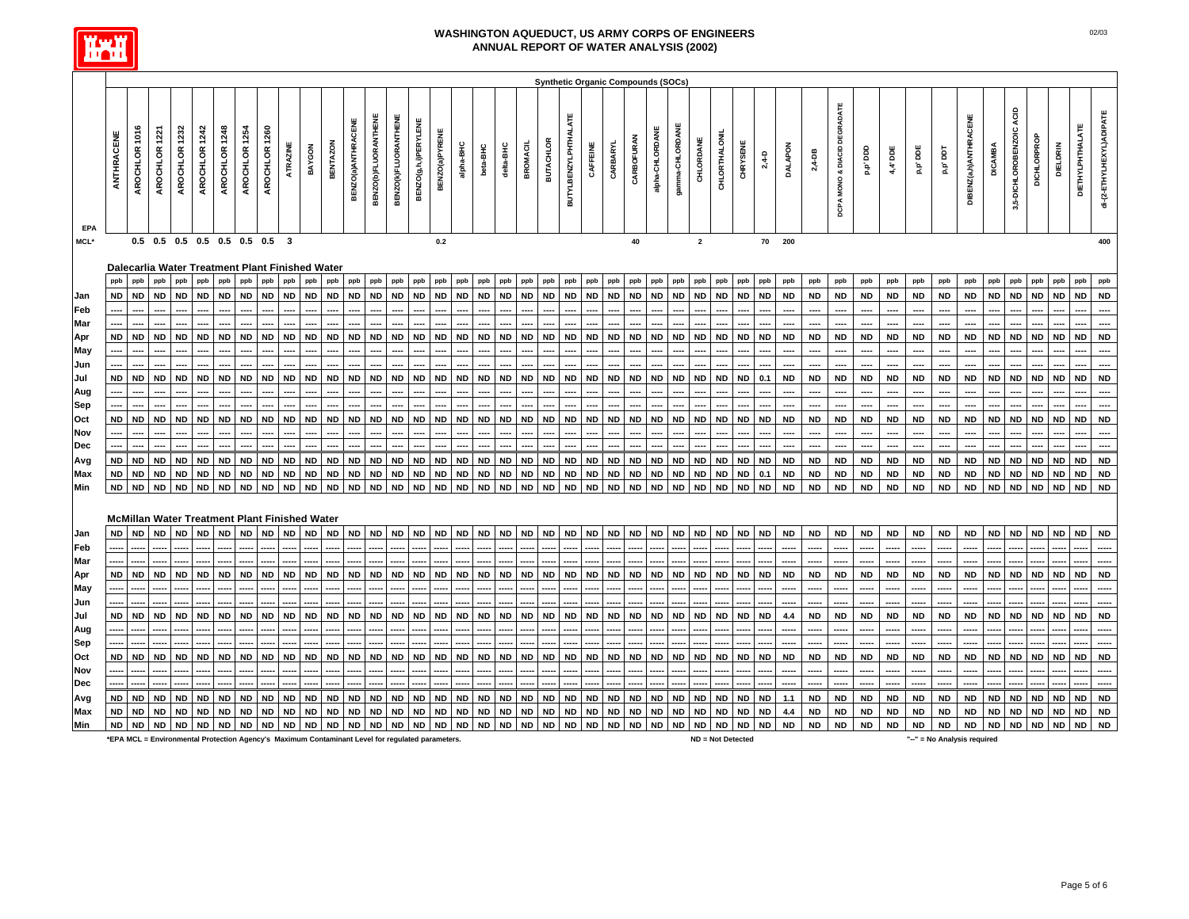# WASHINGTON AQUEDUCT, US ARMY CORPS OF ENGINEERS
## ANNUAL REPORT OF WATER ANALYSIS (2002)

02/03

**Synthetic Organic Compounds (SOCs)**

| EPA | ANTHRACENE | AROCHLOR 1016 | AROCHLOR 1221 | AROCHLOR 1232 | AROCHLOR 1242 | AROCHLOR 1248 | AROCHLOR 1254 | AROCHLOR 1260 | ATRAZINE | BAYGON | BENTAZON | BENZO(a)ANTHRACENE | BENZO(b)FLUORANTHENE | BENZO(k)FLUORANTHENE | BENZO(g,h,i)PERYLENE | BENZO(a)PYRENE | alpha-BHC | beta-BHC | delta-BHC | BROMACIL | BUTACHLOR | BUTYLBENZYLPHTHALATE | CAFFEINE | CARBARYL | CARBOFURAN | alpha-CHLORDANE | gamma-CHLORDANE | CHLORDANE | CHLORTHALONIL | CHRYSENE | 2,4-D | DALAPON | 2,4-DB | DCPA MONO & DIACID DEGRADATE | p,p' DDD | 4,4'DDE | p,p' DDE | p,p' DDT | DIBENZ(a,h)ANTHRACENE | DICAMBA | 3,5-DICHLOROBENZOIC ACID | DICHLORPROP | DIELDRIN | DIETHYLPHTHALATE | di-(2-ETHYLHEXYL)ADIPATE |
|---|---|---|---|---|---|---|---|---|---|---|---|---|---|---|---|---|---|---|---|---|---|---|---|---|---|---|---|---|---|---|---|---|---|---|---|---|---|---|---|---|---|---|---|---|---|
| MCL* | | 0.5 | 0.5 | 0.5 | 0.5 | 0.5 | 0.5 | 0.5 | 3 | | | | | | | 0.2 | | | | | | | | | 40 | | | 2 | | | 70 | 200 | | | | | | | | | | | | | 400 |
| **Dalecarlia Water Treatment Plant Finished Water** | | | | | | | | | | | | | | | | | | | | | | | | | | | | | | | | | | | | | | | | | | | | | |
| | ppb | ppb | ppb | ppb | ppb | ppb | ppb | ppb | ppb | ppb | ppb | ppb | ppb | ppb | ppb | ppb | ppb | ppb | ppb | ppb | ppb | ppb | ppb | ppb | ppb | ppb | ppb | ppb | ppb | ppb | ppb | ppb | ppb | ppb | ppb | ppb | ppb | ppb | ppb | ppb | ppb | ppb | ppb | ppb | ppb |
| Jan | ND | ND | ND | ND | ND | ND | ND | ND | ND | ND | ND | ND | ND | ND | ND | ND | ND | ND | ND | ND | ND | ND | ND | ND | ND | ND | ND | ND | ND | ND | ND | ND | ND | ND | ND | ND | ND | ND | ND | ND | ND | ND | ND | ND | ND |
| Feb | ---- | ---- | ---- | ---- | ---- | ---- | ---- | ---- | ---- | ---- | ---- | ---- | ---- | ---- | ---- | ---- | ---- | ---- | ---- | ---- | ---- | ---- | ---- | ---- | ---- | ---- | ---- | ---- | ---- | ---- | ---- | ---- | ---- | ---- | ---- | ---- | ---- | ---- | ---- | ---- | ---- | ---- | ---- | ---- | ---- |
| Mar | ---- | ---- | ---- | ---- | ---- | ---- | ---- | ---- | ---- | ---- | ---- | ---- | ---- | ---- | ---- | ---- | ---- | ---- | ---- | ---- | ---- | ---- | ---- | ---- | ---- | ---- | ---- | ---- | ---- | ---- | ---- | ---- | ---- | ---- | ---- | ---- | ---- | ---- | ---- | ---- | ---- | ---- | ---- | ---- | ---- |
| Apr | ND | ND | ND | ND | ND | ND | ND | ND | ND | ND | ND | ND | ND | ND | ND | ND | ND | ND | ND | ND | ND | ND | ND | ND | ND | ND | ND | ND | ND | ND | ND | ND | ND | ND | ND | ND | ND | ND | ND | ND | ND | ND | ND | ND | ND |
| May | ---- | ---- | ---- | ---- | ---- | ---- | ---- | ---- | ---- | ---- | ---- | ---- | ---- | ---- | ---- | ---- | ---- | ---- | ---- | ---- | ---- | ---- | ---- | ---- | ---- | ---- | ---- | ---- | ---- | ---- | ---- | ---- | ---- | ---- | ---- | ---- | ---- | ---- | ---- | ---- | ---- | ---- | ---- | ---- | ---- |
| Jun | ---- | ---- | ---- | ---- | ---- | ---- | ---- | ---- | ---- | ---- | ---- | ---- | ---- | ---- | ---- | ---- | ---- | ---- | ---- | ---- | ---- | ---- | ---- | ---- | ---- | ---- | ---- | ---- | ---- | ---- | ---- | ---- | ---- | ---- | ---- | ---- | ---- | ---- | ---- | ---- | ---- | ---- | ---- | ---- | ---- |
| Jul | ND | ND | ND | ND | ND | ND | ND | ND | ND | ND | ND | ND | ND | ND | ND | ND | ND | ND | ND | ND | ND | ND | ND | ND | ND | ND | ND | ND | ND | ND | 0.1 | ND | ND | ND | ND | ND | ND | ND | ND | ND | ND | ND | ND | ND | ND |
| Aug | ---- | ---- | ---- | ---- | ---- | ---- | ---- | ---- | ---- | ---- | ---- | ---- | ---- | ---- | ---- | ---- | ---- | ---- | ---- | ---- | ---- | ---- | ---- | ---- | ---- | ---- | ---- | ---- | ---- | ---- | ---- | ---- | ---- | ---- | ---- | ---- | ---- | ---- | ---- | ---- | ---- | ---- | ---- | ---- | ---- |
| Sep | ---- | ---- | ---- | ---- | ---- | ---- | ---- | ---- | ---- | ---- | ---- | ---- | ---- | ---- | ---- | ---- | ---- | ---- | ---- | ---- | ---- | ---- | ---- | ---- | ---- | ---- | ---- | ---- | ---- | ---- | ---- | ---- | ---- | ---- | ---- | ---- | ---- | ---- | ---- | ---- | ---- | ---- | ---- | ---- | ---- |
| Oct | ND | ND | ND | ND | ND | ND | ND | ND | ND | ND | ND | ND | ND | ND | ND | ND | ND | ND | ND | ND | ND | ND | ND | ND | ND | ND | ND | ND | ND | ND | ND | ND | ND | ND | ND | ND | ND | ND | ND | ND | ND | ND | ND | ND | ND |
| Nov | ---- | ---- | ---- | ---- | ---- | ---- | ---- | ---- | ---- | ---- | ---- | ---- | ---- | ---- | ---- | ---- | ---- | ---- | ---- | ---- | ---- | ---- | ---- | ---- | ---- | ---- | ---- | ---- | ---- | ---- | ---- | ---- | ---- | ---- | ---- | ---- | ---- | ---- | ---- | ---- | ---- | ---- | ---- | ---- | ---- |
| Dec | ---- | ---- | ---- | ---- | ---- | ---- | ---- | ---- | ---- | ---- | ---- | ---- | ---- | ---- | ---- | ---- | ---- | ---- | ---- | ---- | ---- | ---- | ---- | ---- | ---- | ---- | ---- | ---- | ---- | ---- | ---- | ---- | ---- | ---- | ---- | ---- | ---- | ---- | ---- | ---- | ---- | ---- | ---- | ---- | ---- |
| Avg | ND | ND | ND | ND | ND | ND | ND | ND | ND | ND | ND | ND | ND | ND | ND | ND | ND | ND | ND | ND | ND | ND | ND | ND | ND | ND | ND | ND | ND | ND | ND | ND | ND | ND | ND | ND | ND | ND | ND | ND | ND | ND | ND | ND | ND |
| Max | ND | ND | ND | ND | ND | ND | ND | ND | ND | ND | ND | ND | ND | ND | ND | ND | ND | ND | ND | ND | ND | ND | ND | ND | ND | ND | ND | ND | ND | ND | 0.1 | ND | ND | ND | ND | ND | ND | ND | ND | ND | ND | ND | ND | ND | ND |
| Min | ND | ND | ND | ND | ND | ND | ND | ND | ND | ND | ND | ND | ND | ND | ND | ND | ND | ND | ND | ND | ND | ND | ND | ND | ND | ND | ND | ND | ND | ND | ND | ND | ND | ND | ND | ND | ND | ND | ND | ND | ND | ND | ND | ND | ND |
| **McMillan Water Treatment Plant Finished Water** | | | | | | | | | | | | | | | | | | | | | | | | | | | | | | | | | | | | | | | | | | | | | |
| Jan | ND | ND | ND | ND | ND | ND | ND | ND | ND | ND | ND | ND | ND | ND | ND | ND | ND | ND | ND | ND | ND | ND | ND | ND | ND | ND | ND | ND | ND | ND | ND | ND | ND | ND | ND | ND | ND | ND | ND | ND | ND | ND | ND | ND | ND |
| Feb | ----- | ----- | ----- | ----- | ----- | ----- | ----- | ----- | ----- | ----- | ----- | ----- | ----- | ----- | ----- | ----- | ----- | ----- | ----- | ----- | ----- | ----- | ----- | ----- | ----- | ----- | ----- | ----- | ----- | ----- | ----- | ----- | ----- | ----- | ----- | ----- | ----- | ----- | ----- | ----- | ----- | ----- | ----- | ----- | ----- |
| Mar | ----- | ----- | ----- | ----- | ----- | ----- | ----- | ----- | ----- | ----- | ----- | ----- | ----- | ----- | ----- | ----- | ----- | ----- | ----- | ----- | ----- | ----- | ----- | ----- | ----- | ----- | ----- | ----- | ----- | ----- | ----- | ----- | ----- | ----- | ----- | ----- | ----- | ----- | ----- | ----- | ----- | ----- | ----- | ----- | ----- |
| Apr | ND | ND | ND | ND | ND | ND | ND | ND | ND | ND | ND | ND | ND | ND | ND | ND | ND | ND | ND | ND | ND | ND | ND | ND | ND | ND | ND | ND | ND | ND | ND | ND | ND | ND | ND | ND | ND | ND | ND | ND | ND | ND | ND | ND | ND |
| May | ----- | ----- | ----- | ----- | ----- | ----- | ----- | ----- | ----- | ----- | ----- | ----- | ----- | ----- | ----- | ----- | ----- | ----- | ----- | ----- | ----- | ----- | ----- | ----- | ----- | ----- | ----- | ----- | ----- | ----- | ----- | ----- | ----- | ----- | ----- | ----- | ----- | ----- | ----- | ----- | ----- | ----- | ----- | ----- | ----- |
| Jun | ----- | ----- | ----- | ----- | ----- | ----- | ----- | ----- | ----- | ----- | ----- | ----- | ----- | ----- | ----- | ----- | ----- | ----- | ----- | ----- | ----- | ----- | ----- | ----- | ----- | ----- | ----- | ----- | ----- | ----- | ----- | ----- | ----- | ----- | ----- | ----- | ----- | ----- | ----- | ----- | ----- | ----- | ----- | ----- | ----- |
| Jul | ND | ND | ND | ND | ND | ND | ND | ND | ND | ND | ND | ND | ND | ND | ND | ND | ND | ND | ND | ND | ND | ND | ND | ND | ND | ND | ND | ND | ND | ND | ND | 4.4 | ND | ND | ND | ND | ND | ND | ND | ND | ND | ND | ND | ND | ND |
| Aug | ----- | ----- | ----- | ----- | ----- | ----- | ----- | ----- | ----- | ----- | ----- | ----- | ----- | ----- | ----- | ----- | ----- | ----- | ----- | ----- | ----- | ----- | ----- | ----- | ----- | ----- | ----- | ----- | ----- | ----- | ----- | ----- | ----- | ----- | ----- | ----- | ----- | ----- | ----- | ----- | ----- | ----- | ----- | ----- | ----- |
| Sep | ----- | ----- | ----- | ----- | ----- | ----- | ----- | ----- | ----- | ----- | ----- | ----- | ----- | ----- | ----- | ----- | ----- | ----- | ----- | ----- | ----- | ----- | ----- | ----- | ----- | ----- | ----- | ----- | ----- | ----- | ----- | ----- | ----- | ----- | ----- | ----- | ----- | ----- | ----- | ----- | ----- | ----- | ----- | ----- | ----- |
| Oct | ND | ND | ND | ND | ND | ND | ND | ND | ND | ND | ND | ND | ND | ND | ND | ND | ND | ND | ND | ND | ND | ND | ND | ND | ND | ND | ND | ND | ND | ND | ND | ND | ND | ND | ND | ND | ND | ND | ND | ND | ND | ND | ND | ND | ND |
| Nov | ----- | ----- | ----- | ----- | ----- | ----- | ----- | ----- | ----- | ----- | ----- | ----- | ----- | ----- | ----- | ----- | ----- | ----- | ----- | ----- | ----- | ----- | ----- | ----- | ----- | ----- | ----- | ----- | ----- | ----- | ----- | ----- | ----- | ----- | ----- | ----- | ----- | ----- | ----- | ----- | ----- | ----- | ----- | ----- | ----- |
| Dec | ----- | ----- | ----- | ----- | ----- | ----- | ----- | ----- | ----- | ----- | ----- | ----- | ----- | ----- | ----- | ----- | ----- | ----- | ----- | ----- | ----- | ----- | ----- | ----- | ----- | ----- | ----- | ----- | ----- | ----- | ----- | ----- | ----- | ----- | ----- | ----- | ----- | ----- | ----- | ----- | ----- | ----- | ----- | ----- | ----- |
| Avg | ND | ND | ND | ND | ND | ND | ND | ND | ND | ND | ND | ND | ND | ND | ND | ND | ND | ND | ND | ND | ND | ND | ND | ND | ND | ND | ND | ND | ND | ND | ND | 1.1 | ND | ND | ND | ND | ND | ND | ND | ND | ND | ND | ND | ND | ND |
| Max | ND | ND | ND | ND | ND | ND | ND | ND | ND | ND | ND | ND | ND | ND | ND | ND | ND | ND | ND | ND | ND | ND | ND | ND | ND | ND | ND | ND | ND | ND | ND | 4.4 | ND | ND | ND | ND | ND | ND | ND | ND | ND | ND | ND | ND | ND |
| Min | ND | ND | ND | ND | ND | ND | ND | ND | ND | ND | ND | ND | ND | ND | ND | ND | ND | ND | ND | ND | ND | ND | ND | ND | ND | ND | ND | ND | ND | ND | ND | ND | ND | ND | ND | ND | ND | ND | ND | ND | ND | ND | ND | ND | ND |

*EPA MCL = Environmental Protection Agency's Maximum Contaminant Level for regulated parameters.    ND = Not Detected    "--" = No Analysis required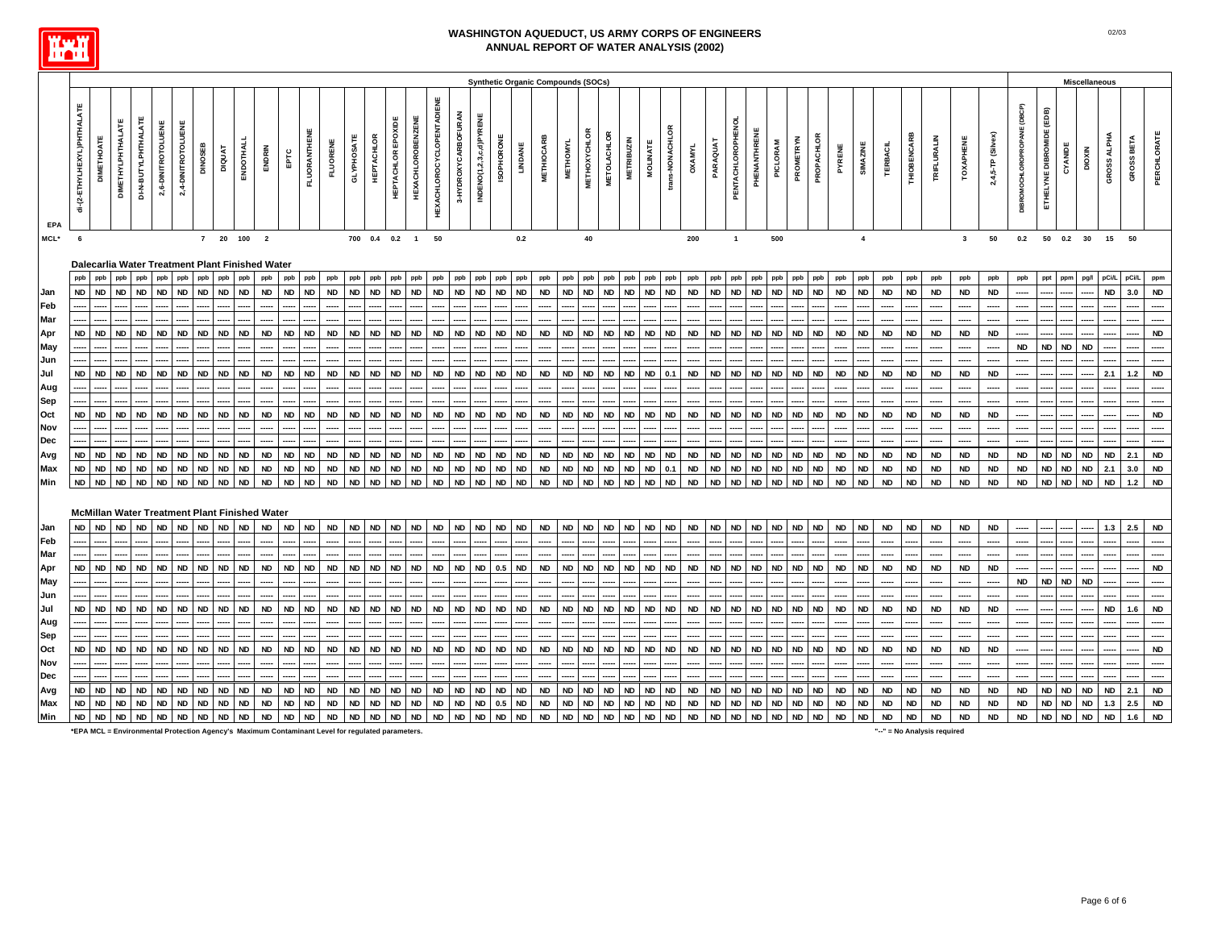# WASHINGTON AQUEDUCT, US ARMY CORPS OF ENGINEERS
## ANNUAL REPORT OF WATER ANALYSIS (2002)

| | Synthetic Organic Compounds (SOCs) | | | | | | | | | | | | | | | | | | | | | | | | | | | | | | | | | | | | | | | | | | | Miscellaneous | | | | | | |
|---|---|---|---|---|---|---|---|---|---|---|---|---|---|---|---|---|---|---|---|---|---|---|---|---|---|---|---|---|---|---|---|---|---|---|---|---|---|---|---|---|---|---|---|---|---|---|---|---|---|
| EPA | di-(2-ETHYLHEXYL)PHTHALATE | DIMETHOATE | DIMETHYLPHTHALATE | DI-N-BUTYLPHTHALATE | 2,6-DINITROTOLUENE | 2,4-DINITROTOLUENE | DINOSEB | DIQUAT | ENDOTHALL | ENDRIN | EPTC | FLUORANTHENE | FLUORENE | GLYPHOSATE | HEPTACHLOR | HEPTACHLOR EPOXIDE | HEXACHLOROBENZENE | HEXACHLOROCYCLOPENTADIENE | 3-HYDROXYCARBOFURAN | INDENO(1,2,3,c,d)PYRENE | ISOPHORONE | LINDANE | METHIOCARB | METHOMYL | METHOXYCHLOR | METOLACHLOR | METRIBUZIN | MOLINATE | trans-NONACHLOR | OXAMYL | PARAQUAT | PENTACHLOROPHENOL | PHENANTHRENE | PICLORAM | PROMETRYN | PROPACHLOR | PYRENE | SIMAZINE | TERBACIL | THIOBENCARB | TRIFLURALIN | TOXAPHENE | 2,4,5-TP (Silvex) | DIBROMOCHLOROPROPANE (DBCP) | ETHYLENE DIBROMIDE (EDB) | CYANIDE | DIOXIN | GROSS ALPHA | GROSS BETA | PERCHLORATE |
| MCL* | 6 | | | | | | 7 | 20 | 100 | 2 | | | | 700 | 0.4 | 0.2 | 1 | 50 | | | | 0.2 | | | 40 | | | | | 200 | | 1 | | 500 | | | | 4 | | | | 3 | 50 | 0.2 | 50 | 0.2 | 30 | 15 | 50 | |
| **Dalecarlia Water Treatment Plant Finished Water** | | | | | | | | | | | | | | | | | | | | | | | | | | | | | | | | | | | | | | | | | | | | | | | | | | |
| | ppb | ppb | ppb | ppb | ppb | ppb | ppb | ppb | ppb | ppb | ppb | ppb | ppb | ppb | ppb | ppb | ppb | ppb | ppb | ppb | ppb | ppb | ppb | ppb | ppb | ppb | ppb | ppb | ppb | ppb | ppb | ppb | ppb | ppb | ppb | ppb | ppb | ppb | ppb | ppb | ppb | ppb | ppb | ppb | ppt | ppm | pg/l | pCi/L | pCi/L | ppm |
| Jan | ND | ND | ND | ND | ND | ND | ND | ND | ND | ND | ND | ND | ND | ND | ND | ND | ND | ND | ND | ND | ND | ND | ND | ND | ND | ND | ND | ND | ND | ND | ND | ND | ND | ND | ND | ND | ND | ND | ND | ND | ND | ND | ND | ----- | ----- | ----- | ----- | ND | 3.0 | ND |
| Feb | ----- | ----- | ----- | ----- | ----- | ----- | ----- | ----- | ----- | ----- | ----- | ----- | ----- | ----- | ----- | ----- | ----- | ----- | ----- | ----- | ----- | ----- | ----- | ----- | ----- | ----- | ----- | ----- | ----- | ----- | ----- | ----- | ----- | ----- | ----- | ----- | ----- | ----- | ----- | ----- | ----- | ----- | ----- | ----- | ----- | ----- | ----- | ----- | ----- | ----- |
| Mar | ----- | ----- | ----- | ----- | ----- | ----- | ----- | ----- | ----- | ----- | ----- | ----- | ----- | ----- | ----- | ----- | ----- | ----- | ----- | ----- | ----- | ----- | ----- | ----- | ----- | ----- | ----- | ----- | ----- | ----- | ----- | ----- | ----- | ----- | ----- | ----- | ----- | ----- | ----- | ----- | ----- | ----- | ----- | ----- | ----- | ----- | ----- | ----- | ----- | ----- |
| Apr | ND | ND | ND | ND | ND | ND | ND | ND | ND | ND | ND | ND | ND | ND | ND | ND | ND | ND | ND | ND | ND | ND | ND | ND | ND | ND | ND | ND | ND | ND | ND | ND | ND | ND | ND | ND | ND | ND | ND | ND | ND | ND | ND | ----- | ----- | ----- | ----- | ----- | ----- | ND |
| May | ----- | ----- | ----- | ----- | ----- | ----- | ----- | ----- | ----- | ----- | ----- | ----- | ----- | ----- | ----- | ----- | ----- | ----- | ----- | ----- | ----- | ----- | ----- | ----- | ----- | ----- | ----- | ----- | ----- | ----- | ----- | ----- | ----- | ----- | ----- | ----- | ----- | ----- | ----- | ----- | ----- | ----- | ----- | ND | ND | ND | ND | ----- | ----- | ----- |
| Jun | ----- | ----- | ----- | ----- | ----- | ----- | ----- | ----- | ----- | ----- | ----- | ----- | ----- | ----- | ----- | ----- | ----- | ----- | ----- | ----- | ----- | ----- | ----- | ----- | ----- | ----- | ----- | ----- | ----- | ----- | ----- | ----- | ----- | ----- | ----- | ----- | ----- | ----- | ----- | ----- | ----- | ----- | ----- | ----- | ----- | ----- | ----- | ----- | ----- | ----- |
| Jul | ND | ND | ND | ND | ND | ND | ND | ND | ND | ND | ND | ND | ND | ND | ND | ND | ND | ND | ND | ND | ND | ND | ND | ND | ND | ND | ND | ND | 0.1 | ND | ND | ND | ND | ND | ND | ND | ND | ND | ND | ND | ND | ND | ND | ----- | ----- | ----- | ----- | 2.1 | 1.2 | ND |
| Aug | ----- | ----- | ----- | ----- | ----- | ----- | ----- | ----- | ----- | ----- | ----- | ----- | ----- | ----- | ----- | ----- | ----- | ----- | ----- | ----- | ----- | ----- | ----- | ----- | ----- | ----- | ----- | ----- | ----- | ----- | ----- | ----- | ----- | ----- | ----- | ----- | ----- | ----- | ----- | ----- | ----- | ----- | ----- | ----- | ----- | ----- | ----- | ----- | ----- | ----- |
| Sep | ----- | ----- | ----- | ----- | ----- | ----- | ----- | ----- | ----- | ----- | ----- | ----- | ----- | ----- | ----- | ----- | ----- | ----- | ----- | ----- | ----- | ----- | ----- | ----- | ----- | ----- | ----- | ----- | ----- | ----- | ----- | ----- | ----- | ----- | ----- | ----- | ----- | ----- | ----- | ----- | ----- | ----- | ----- | ----- | ----- | ----- | ----- | ----- | ----- | ----- |
| Oct | ND | ND | ND | ND | ND | ND | ND | ND | ND | ND | ND | ND | ND | ND | ND | ND | ND | ND | ND | ND | ND | ND | ND | ND | ND | ND | ND | ND | ND | ND | ND | ND | ND | ND | ND | ND | ND | ND | ND | ND | ND | ND | ND | ----- | ----- | ----- | ----- | ----- | ----- | ND |
| Nov | ----- | ----- | ----- | ----- | ----- | ----- | ----- | ----- | ----- | ----- | ----- | ----- | ----- | ----- | ----- | ----- | ----- | ----- | ----- | ----- | ----- | ----- | ----- | ----- | ----- | ----- | ----- | ----- | ----- | ----- | ----- | ----- | ----- | ----- | ----- | ----- | ----- | ----- | ----- | ----- | ----- | ----- | ----- | ----- | ----- | ----- | ----- | ----- | ----- | ----- |
| Dec | ----- | ----- | ----- | ----- | ----- | ----- | ----- | ----- | ----- | ----- | ----- | ----- | ----- | ----- | ----- | ----- | ----- | ----- | ----- | ----- | ----- | ----- | ----- | ----- | ----- | ----- | ----- | ----- | ----- | ----- | ----- | ----- | ----- | ----- | ----- | ----- | ----- | ----- | ----- | ----- | ----- | ----- | ----- | ----- | ----- | ----- | ----- | ----- | ----- | ----- |
| Avg | ND | ND | ND | ND | ND | ND | ND | ND | ND | ND | ND | ND | ND | ND | ND | ND | ND | ND | ND | ND | ND | ND | ND | ND | ND | ND | ND | ND | ND | ND | ND | ND | ND | ND | ND | ND | ND | ND | ND | ND | ND | ND | ND | ND | ND | ND | ND | ND | ND | ND |
| Max | ND | ND | ND | ND | ND | ND | ND | ND | ND | ND | ND | ND | ND | ND | ND | ND | ND | ND | ND | ND | ND | ND | ND | ND | ND | ND | ND | ND | 0.1 | ND | ND | ND | ND | ND | ND | ND | ND | ND | ND | ND | ND | ND | ND | ND | ND | ND | ND | 2.1 | 3.0 | ND |
| Min | ND | ND | ND | ND | ND | ND | ND | ND | ND | ND | ND | ND | ND | ND | ND | ND | ND | ND | ND | ND | ND | ND | ND | ND | ND | ND | ND | ND | ND | ND | ND | ND | ND | ND | ND | ND | ND | ND | ND | ND | ND | ND | ND | ND | ND | ND | ND | ND | 1.2 | ND |
| **McMillan Water Treatment Plant Finished Water** | | | | | | | | | | | | | | | | | | | | | | | | | | | | | | | | | | | | | | | | | | | | | | | | | | |
| Jan | ND | ND | ND | ND | ND | ND | ND | ND | ND | ND | ND | ND | ND | ND | ND | ND | ND | ND | ND | ND | ND | ND | ND | ND | ND | ND | ND | ND | ND | ND | ND | ND | ND | ND | ND | ND | ND | ND | ND | ND | ND | ND | ND | ----- | ----- | ----- | ----- | 1.3 | 2.5 | ND |
| Feb | ----- | ----- | ----- | ----- | ----- | ----- | ----- | ----- | ----- | ----- | ----- | ----- | ----- | ----- | ----- | ----- | ----- | ----- | ----- | ----- | ----- | ----- | ----- | ----- | ----- | ----- | ----- | ----- | ----- | ----- | ----- | ----- | ----- | ----- | ----- | ----- | ----- | ----- | ----- | ----- | ----- | ----- | ----- | ----- | ----- | ----- | ----- | ----- | ----- | ----- |
| Mar | ----- | ----- | ----- | ----- | ----- | ----- | ----- | ----- | ----- | ----- | ----- | ----- | ----- | ----- | ----- | ----- | ----- | ----- | ----- | ----- | ----- | ----- | ----- | ----- | ----- | ----- | ----- | ----- | ----- | ----- | ----- | ----- | ----- | ----- | ----- | ----- | ----- | ----- | ----- | ----- | ----- | ----- | ----- | ----- | ----- | ----- | ----- | ----- | ----- | ----- |
| Apr | ND | ND | ND | ND | ND | ND | ND | ND | ND | ND | ND | ND | ND | ND | ND | ND | ND | ND | ND | ND | 0.5 | ND | ND | ND | ND | ND | ND | ND | ND | ND | ND | ND | ND | ND | ND | ND | ND | ND | ND | ND | ND | ND | ND | ----- | ----- | ----- | ----- | ----- | ----- | ND |
| May | ----- | ----- | ----- | ----- | ----- | ----- | ----- | ----- | ----- | ----- | ----- | ----- | ----- | ----- | ----- | ----- | ----- | ----- | ----- | ----- | ----- | ----- | ----- | ----- | ----- | ----- | ----- | ----- | ----- | ----- | ----- | ----- | ----- | ----- | ----- | ----- | ----- | ----- | ----- | ----- | ----- | ----- | ----- | ND | ND | ND | ND | ----- | ----- | ----- |
| Jun | ----- | ----- | ----- | ----- | ----- | ----- | ----- | ----- | ----- | ----- | ----- | ----- | ----- | ----- | ----- | ----- | ----- | ----- | ----- | ----- | ----- | ----- | ----- | ----- | ----- | ----- | ----- | ----- | ----- | ----- | ----- | ----- | ----- | ----- | ----- | ----- | ----- | ----- | ----- | ----- | ----- | ----- | ----- | ----- | ----- | ----- | ----- | ----- | ----- | ----- |
| Jul | ND | ND | ND | ND | ND | ND | ND | ND | ND | ND | ND | ND | ND | ND | ND | ND | ND | ND | ND | ND | ND | ND | ND | ND | ND | ND | ND | ND | ND | ND | ND | ND | ND | ND | ND | ND | ND | ND | ND | ND | ND | ND | ND | ----- | ----- | ----- | ----- | ND | 1.6 | ND |
| Aug | ----- | ----- | ----- | ----- | ----- | ----- | ----- | ----- | ----- | ----- | ----- | ----- | ----- | ----- | ----- | ----- | ----- | ----- | ----- | ----- | ----- | ----- | ----- | ----- | ----- | ----- | ----- | ----- | ----- | ----- | ----- | ----- | ----- | ----- | ----- | ----- | ----- | ----- | ----- | ----- | ----- | ----- | ----- | ----- | ----- | ----- | ----- | ----- | ----- | ----- |
| Sep | ----- | ----- | ----- | ----- | ----- | ----- | ----- | ----- | ----- | ----- | ----- | ----- | ----- | ----- | ----- | ----- | ----- | ----- | ----- | ----- | ----- | ----- | ----- | ----- | ----- | ----- | ----- | ----- | ----- | ----- | ----- | ----- | ----- | ----- | ----- | ----- | ----- | ----- | ----- | ----- | ----- | ----- | ----- | ----- | ----- | ----- | ----- | ----- | ----- | ----- |
| Oct | ND | ND | ND | ND | ND | ND | ND | ND | ND | ND | ND | ND | ND | ND | ND | ND | ND | ND | ND | ND | ND | ND | ND | ND | ND | ND | ND | ND | ND | ND | ND | ND | ND | ND | ND | ND | ND | ND | ND | ND | ND | ND | ND | ----- | ----- | ----- | ----- | ----- | ----- | ND |
| Nov | ----- | ----- | ----- | ----- | ----- | ----- | ----- | ----- | ----- | ----- | ----- | ----- | ----- | ----- | ----- | ----- | ----- | ----- | ----- | ----- | ----- | ----- | ----- | ----- | ----- | ----- | ----- | ----- | ----- | ----- | ----- | ----- | ----- | ----- | ----- | ----- | ----- | ----- | ----- | ----- | ----- | ----- | ----- | ----- | ----- | ----- | ----- | ----- | ----- | ----- |
| Dec | ----- | ----- | ----- | ----- | ----- | ----- | ----- | ----- | ----- | ----- | ----- | ----- | ----- | ----- | ----- | ----- | ----- | ----- | ----- | ----- | ----- | ----- | ----- | ----- | ----- | ----- | ----- | ----- | ----- | ----- | ----- | ----- | ----- | ----- | ----- | ----- | ----- | ----- | ----- | ----- | ----- | ----- | ----- | ----- | ----- | ----- | ----- | ----- | ----- | ----- |
| Avg | ND | ND | ND | ND | ND | ND | ND | ND | ND | ND | ND | ND | ND | ND | ND | ND | ND | ND | ND | ND | ND | ND | ND | ND | ND | ND | ND | ND | ND | ND | ND | ND | ND | ND | ND | ND | ND | ND | ND | ND | ND | ND | ND | ND | ND | ND | ND | ND | 2.1 | ND |
| Max | ND | ND | ND | ND | ND | ND | ND | ND | ND | ND | ND | ND | ND | ND | ND | ND | ND | ND | ND | ND | 0.5 | ND | ND | ND | ND | ND | ND | ND | ND | ND | ND | ND | ND | ND | ND | ND | ND | ND | ND | ND | ND | ND | ND | ND | ND | ND | ND | 1.3 | 2.5 | ND |
| Min | ND | ND | ND | ND | ND | ND | ND | ND | ND | ND | ND | ND | ND | ND | ND | ND | ND | ND | ND | ND | ND | ND | ND | ND | ND | ND | ND | ND | ND | ND | ND | ND | ND | ND | ND | ND | ND | ND | ND | ND | ND | ND | ND | ND | ND | ND | ND | ND | 1.6 | ND |

*EPA MCL = Environmental Protection Agency's Maximum Contaminant Level for regulated parameters.

"--" = No Analysis required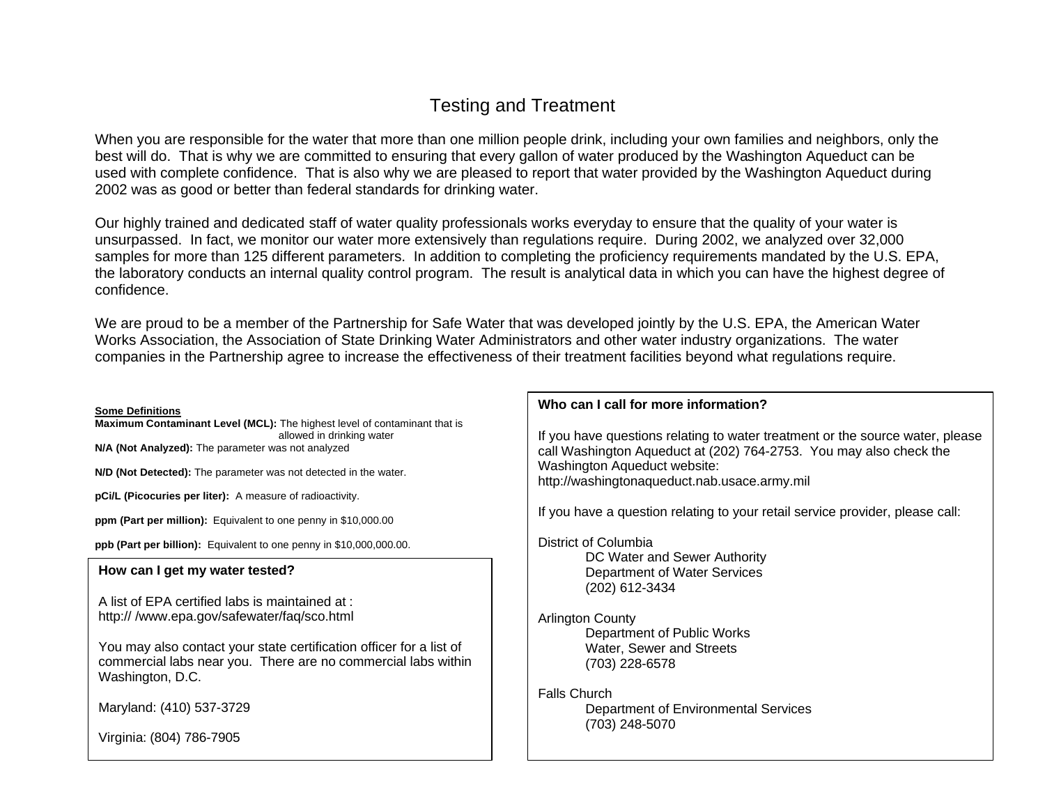# Testing and Treatment

When you are responsible for the water that more than one million people drink, including your own families and neighbors, only the best will do. That is why we are committed to ensuring that every gallon of water produced by the Washington Aqueduct can be used with complete confidence. That is also why we are pleased to report that water provided by the Washington Aqueduct during 2002 was as good or better than federal standards for drinking water.

Our highly trained and dedicated staff of water quality professionals works everyday to ensure that the quality of your water is unsurpassed. In fact, we monitor our water more extensively than regulations require. During 2002, we analyzed over 32,000 samples for more than 125 different parameters. In addition to completing the proficiency requirements mandated by the U.S. EPA, the laboratory conducts an internal quality control program. The result is analytical data in which you can have the highest degree of confidence.

We are proud to be a member of the Partnership for Safe Water that was developed jointly by the U.S. EPA, the American Water Works Association, the Association of State Drinking Water Administrators and other water industry organizations. The water companies in the Partnership agree to increase the effectiveness of their treatment facilities beyond what regulations require.

**Some Definitions**

**Maximum Contaminant Level (MCL):** The highest level of contaminant that is allowed in drinking water

**N/A (Not Analyzed):** The parameter was not analyzed

**N/D (Not Detected):** The parameter was not detected in the water.

**pCi/L (Picocuries per liter):** A measure of radioactivity.

**ppm (Part per million):** Equivalent to one penny in $10,000.00

**ppb (Part per billion):** Equivalent to one penny in $10,000,000.00.

**How can I get my water tested?**

A list of EPA certified labs is maintained at :
http:// /www.epa.gov/safewater/faq/sco.html

You may also contact your state certification officer for a list of commercial labs near you. There are no commercial labs within Washington, D.C.

Maryland: (410) 537-3729

Virginia: (804) 786-7905

**Who can I call for more information?**

If you have questions relating to water treatment or the source water, please call Washington Aqueduct at (202) 764-2753. You may also check the Washington Aqueduct website:
http://washingtonaqueduct.nab.usace.army.mil

If you have a question relating to your retail service provider, please call:

District of Columbia
DC Water and Sewer Authority
Department of Water Services
(202) 612-3434

Arlington County
Department of Public Works
Water, Sewer and Streets
(703) 228-6578

Falls Church
Department of Environmental Services
(703) 248-5070